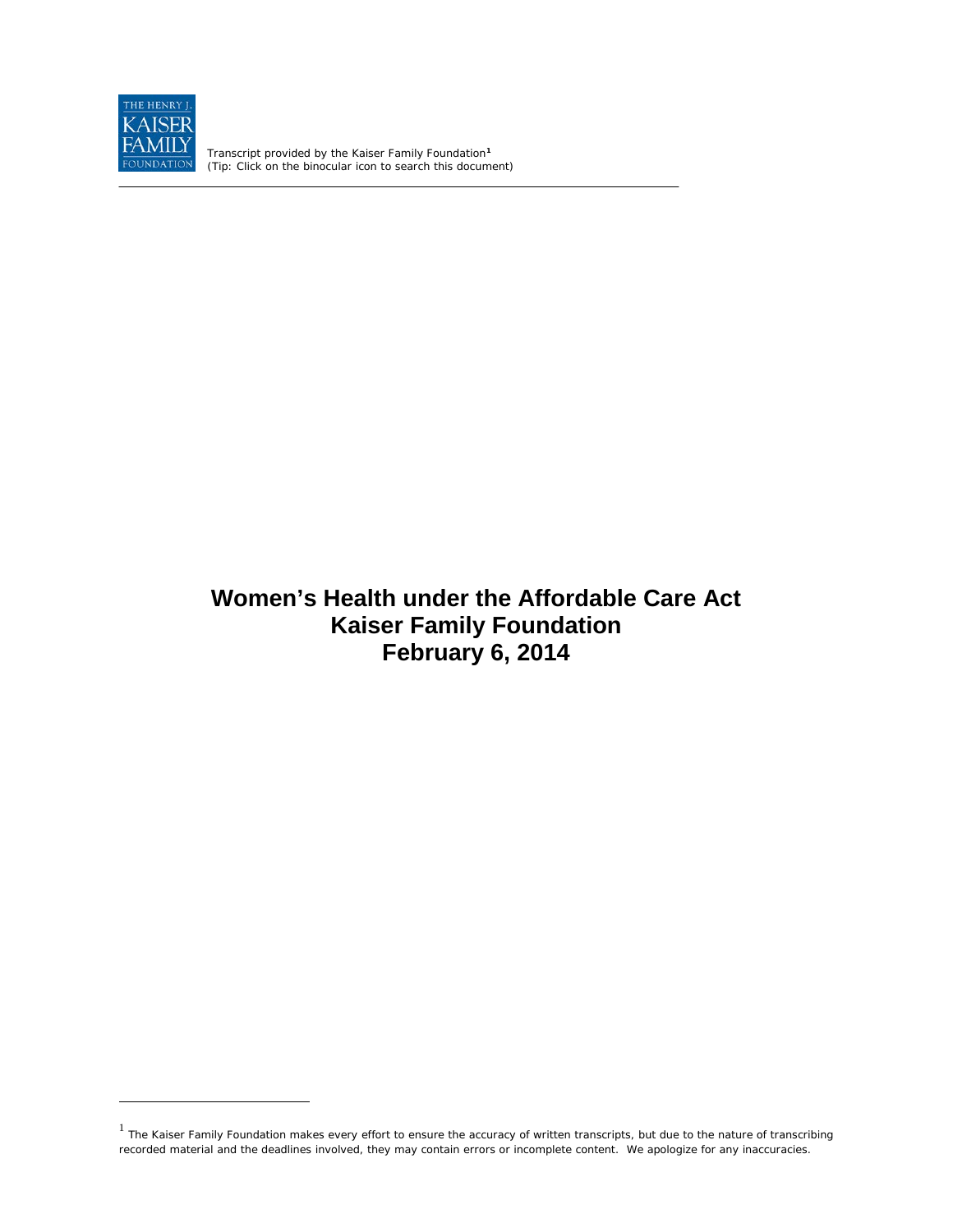THE HENRY J. KAISER FAMILY FOUNDATION

Transcript provided by the Kaiser Family Foundation[1]
(Tip: Click on the binocular icon to search this document)

# Women's Health under the Affordable Care Act
# Kaiser Family Foundation
# February 6, 2014

[1] The Kaiser Family Foundation makes every effort to ensure the accuracy of written transcripts, but due to the nature of transcribing recorded material and the deadlines involved, they may contain errors or incomplete content. We apologize for any inaccuracies.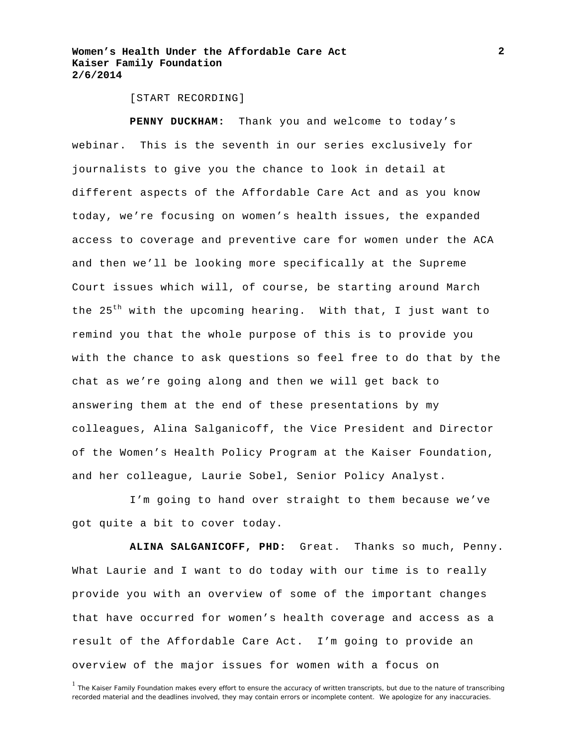[START RECORDING]

**PENNY DUCKHAM:** Thank you and welcome to today's webinar. This is the seventh in our series exclusively for journalists to give you the chance to look in detail at different aspects of the Affordable Care Act and as you know today, we're focusing on women's health issues, the expanded access to coverage and preventive care for women under the ACA and then we'll be looking more specifically at the Supreme Court issues which will, of course, be starting around March the 25th with the upcoming hearing. With that, I just want to remind you that the whole purpose of this is to provide you with the chance to ask questions so feel free to do that by the chat as we're going along and then we will get back to answering them at the end of these presentations by my colleagues, Alina Salganicoff, the Vice President and Director of the Women's Health Policy Program at the Kaiser Foundation, and her colleague, Laurie Sobel, Senior Policy Analyst.

I'm going to hand over straight to them because we've got quite a bit to cover today.

**ALINA SALGANICOFF, PHD:** Great. Thanks so much, Penny. What Laurie and I want to do today with our time is to really provide you with an overview of some of the important changes that have occurred for women's health coverage and access as a result of the Affordable Care Act. I'm going to provide an overview of the major issues for women with a focus on

[1] The Kaiser Family Foundation makes every effort to ensure the accuracy of written transcripts, but due to the nature of transcribing recorded material and the deadlines involved, they may contain errors or incomplete content. We apologize for any inaccuracies.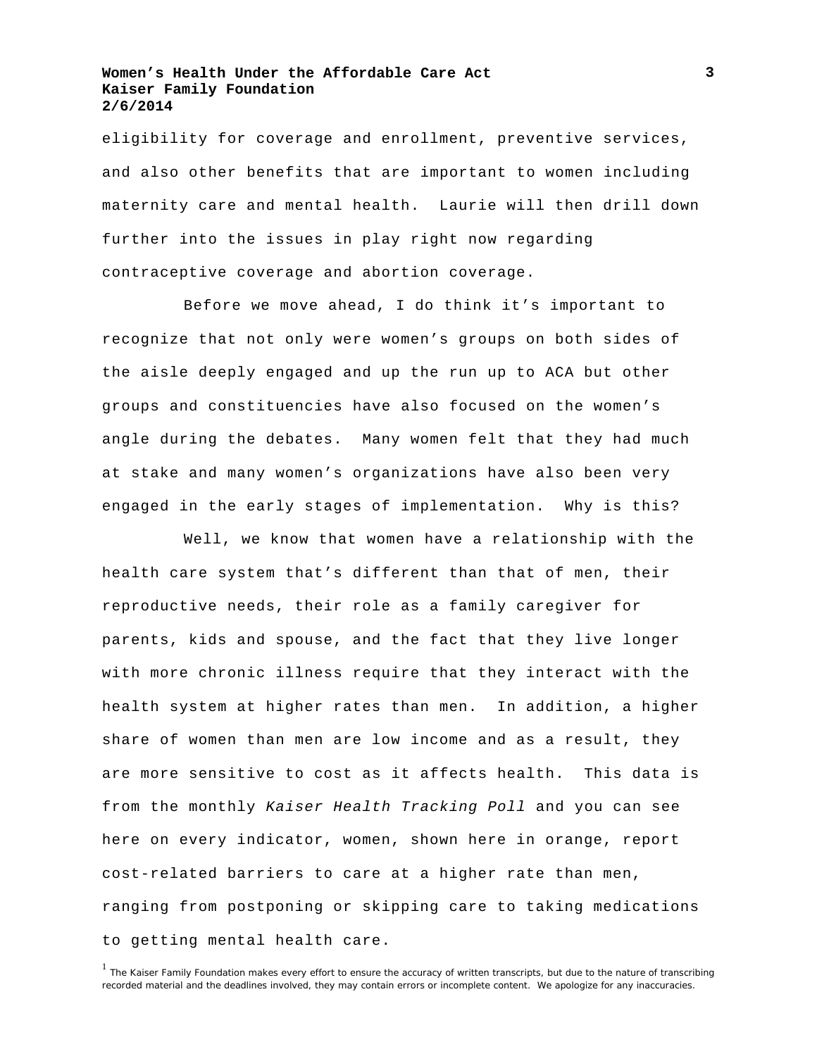eligibility for coverage and enrollment, preventive services, and also other benefits that are important to women including maternity care and mental health. Laurie will then drill down further into the issues in play right now regarding contraceptive coverage and abortion coverage.

Before we move ahead, I do think it's important to recognize that not only were women's groups on both sides of the aisle deeply engaged and up the run up to ACA but other groups and constituencies have also focused on the women's angle during the debates. Many women felt that they had much at stake and many women's organizations have also been very engaged in the early stages of implementation. Why is this?

Well, we know that women have a relationship with the health care system that's different than that of men, their reproductive needs, their role as a family caregiver for parents, kids and spouse, and the fact that they live longer with more chronic illness require that they interact with the health system at higher rates than men. In addition, a higher share of women than men are low income and as a result, they are more sensitive to cost as it affects health. This data is from the monthly *Kaiser Health Tracking Poll* and you can see here on every indicator, women, shown here in orange, report cost-related barriers to care at a higher rate than men, ranging from postponing or skipping care to taking medications to getting mental health care.

[1] The Kaiser Family Foundation makes every effort to ensure the accuracy of written transcripts, but due to the nature of transcribing recorded material and the deadlines involved, they may contain errors or incomplete content. We apologize for any inaccuracies.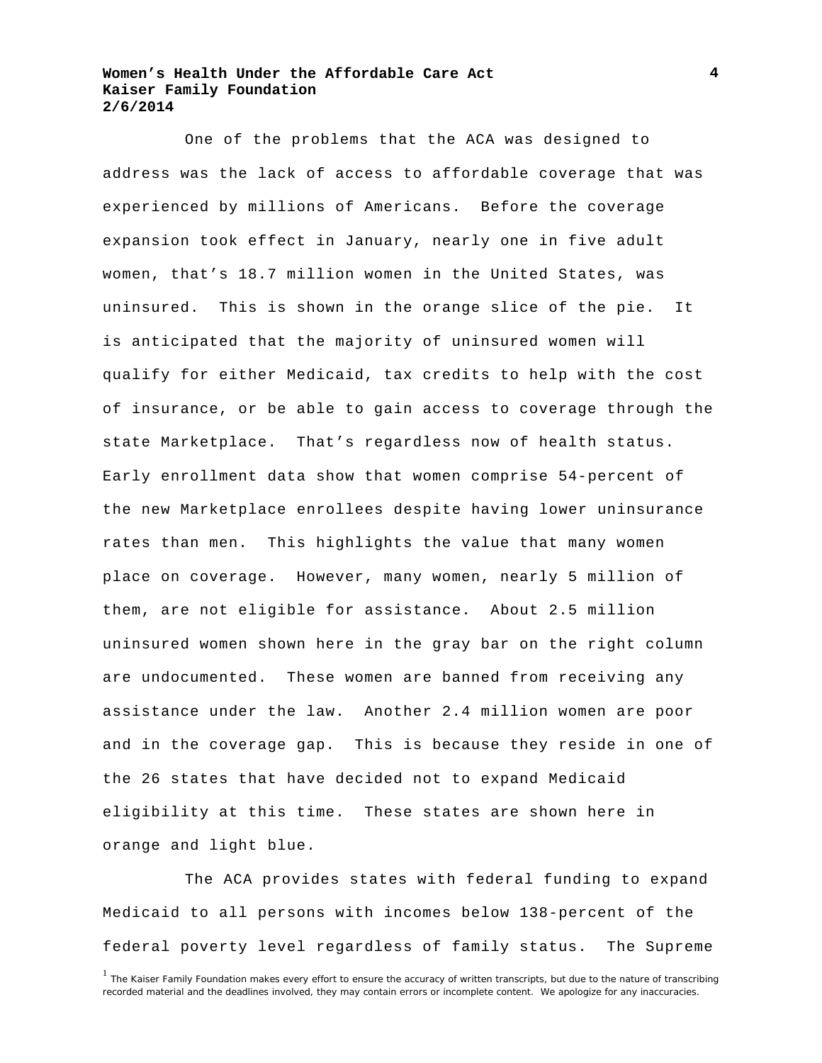One of the problems that the ACA was designed to address was the lack of access to affordable coverage that was experienced by millions of Americans. Before the coverage expansion took effect in January, nearly one in five adult women, that's 18.7 million women in the United States, was uninsured. This is shown in the orange slice of the pie. It is anticipated that the majority of uninsured women will qualify for either Medicaid, tax credits to help with the cost of insurance, or be able to gain access to coverage through the state Marketplace. That's regardless now of health status. Early enrollment data show that women comprise 54-percent of the new Marketplace enrollees despite having lower uninsurance rates than men. This highlights the value that many women place on coverage. However, many women, nearly 5 million of them, are not eligible for assistance. About 2.5 million uninsured women shown here in the gray bar on the right column are undocumented. These women are banned from receiving any assistance under the law. Another 2.4 million women are poor and in the coverage gap. This is because they reside in one of the 26 states that have decided not to expand Medicaid eligibility at this time. These states are shown here in orange and light blue.

The ACA provides states with federal funding to expand Medicaid to all persons with incomes below 138-percent of the federal poverty level regardless of family status. The Supreme

[1] The Kaiser Family Foundation makes every effort to ensure the accuracy of written transcripts, but due to the nature of transcribing recorded material and the deadlines involved, they may contain errors or incomplete content. We apologize for any inaccuracies.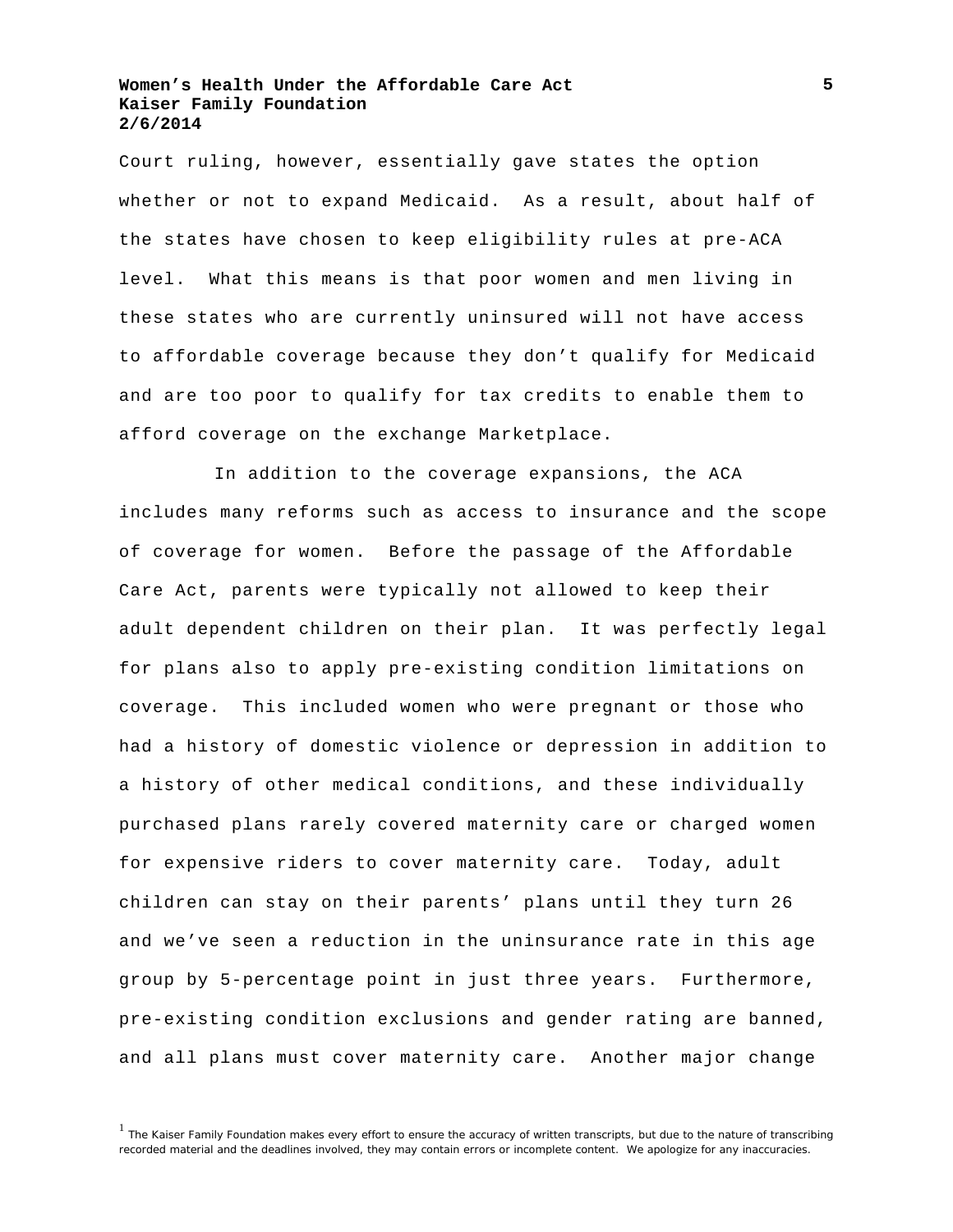Court ruling, however, essentially gave states the option whether or not to expand Medicaid. As a result, about half of the states have chosen to keep eligibility rules at pre-ACA level. What this means is that poor women and men living in these states who are currently uninsured will not have access to affordable coverage because they don't qualify for Medicaid and are too poor to qualify for tax credits to enable them to afford coverage on the exchange Marketplace.

In addition to the coverage expansions, the ACA includes many reforms such as access to insurance and the scope of coverage for women. Before the passage of the Affordable Care Act, parents were typically not allowed to keep their adult dependent children on their plan. It was perfectly legal for plans also to apply pre-existing condition limitations on coverage. This included women who were pregnant or those who had a history of domestic violence or depression in addition to a history of other medical conditions, and these individually purchased plans rarely covered maternity care or charged women for expensive riders to cover maternity care. Today, adult children can stay on their parents' plans until they turn 26 and we've seen a reduction in the uninsurance rate in this age group by 5-percentage point in just three years. Furthermore, pre-existing condition exclusions and gender rating are banned, and all plans must cover maternity care. Another major change

[1] The Kaiser Family Foundation makes every effort to ensure the accuracy of written transcripts, but due to the nature of transcribing recorded material and the deadlines involved, they may contain errors or incomplete content. We apologize for any inaccuracies.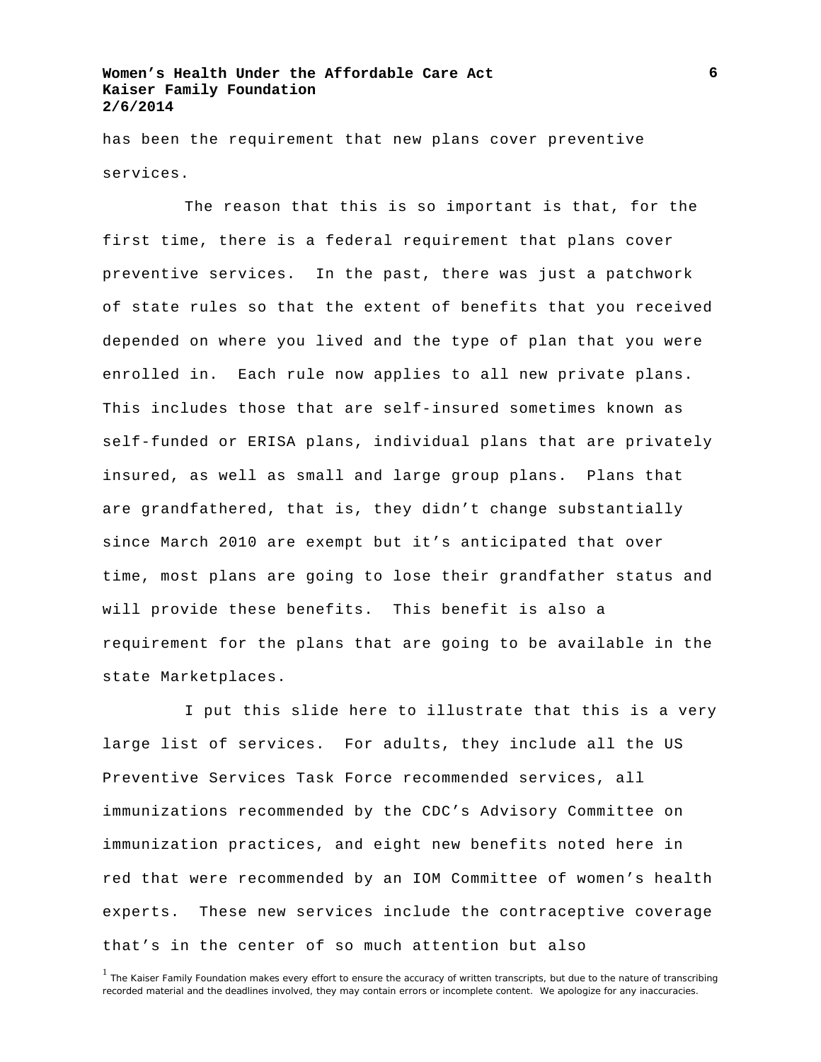has been the requirement that new plans cover preventive services.

The reason that this is so important is that, for the first time, there is a federal requirement that plans cover preventive services. In the past, there was just a patchwork of state rules so that the extent of benefits that you received depended on where you lived and the type of plan that you were enrolled in. Each rule now applies to all new private plans. This includes those that are self-insured sometimes known as self-funded or ERISA plans, individual plans that are privately insured, as well as small and large group plans. Plans that are grandfathered, that is, they didn't change substantially since March 2010 are exempt but it's anticipated that over time, most plans are going to lose their grandfather status and will provide these benefits. This benefit is also a requirement for the plans that are going to be available in the state Marketplaces.

I put this slide here to illustrate that this is a very large list of services. For adults, they include all the US Preventive Services Task Force recommended services, all immunizations recommended by the CDC's Advisory Committee on immunization practices, and eight new benefits noted here in red that were recommended by an IOM Committee of women's health experts. These new services include the contraceptive coverage that's in the center of so much attention but also

[1] The Kaiser Family Foundation makes every effort to ensure the accuracy of written transcripts, but due to the nature of transcribing recorded material and the deadlines involved, they may contain errors or incomplete content. We apologize for any inaccuracies.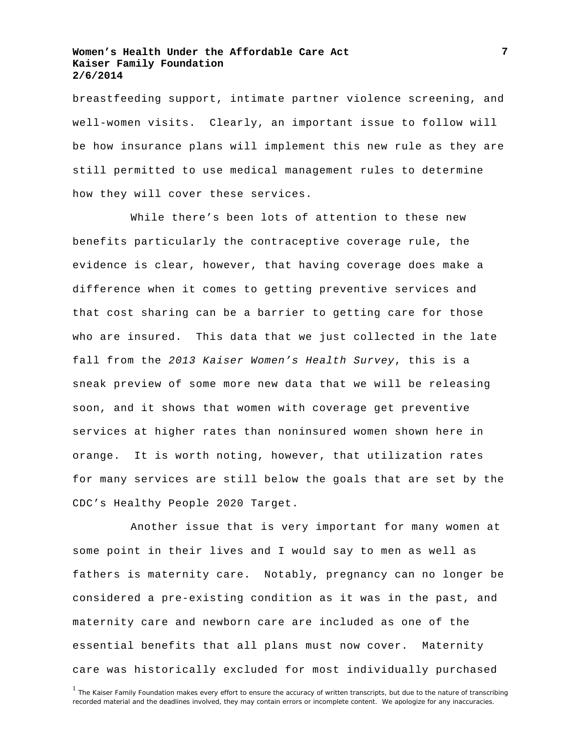breastfeeding support, intimate partner violence screening, and well-women visits. Clearly, an important issue to follow will be how insurance plans will implement this new rule as they are still permitted to use medical management rules to determine how they will cover these services.

While there's been lots of attention to these new benefits particularly the contraceptive coverage rule, the evidence is clear, however, that having coverage does make a difference when it comes to getting preventive services and that cost sharing can be a barrier to getting care for those who are insured. This data that we just collected in the late fall from the *2013 Kaiser Women's Health Survey*, this is a sneak preview of some more new data that we will be releasing soon, and it shows that women with coverage get preventive services at higher rates than noninsured women shown here in orange. It is worth noting, however, that utilization rates for many services are still below the goals that are set by the CDC's Healthy People 2020 Target.

Another issue that is very important for many women at some point in their lives and I would say to men as well as fathers is maternity care. Notably, pregnancy can no longer be considered a pre-existing condition as it was in the past, and maternity care and newborn care are included as one of the essential benefits that all plans must now cover. Maternity care was historically excluded for most individually purchased

[1] The Kaiser Family Foundation makes every effort to ensure the accuracy of written transcripts, but due to the nature of transcribing recorded material and the deadlines involved, they may contain errors or incomplete content. We apologize for any inaccuracies.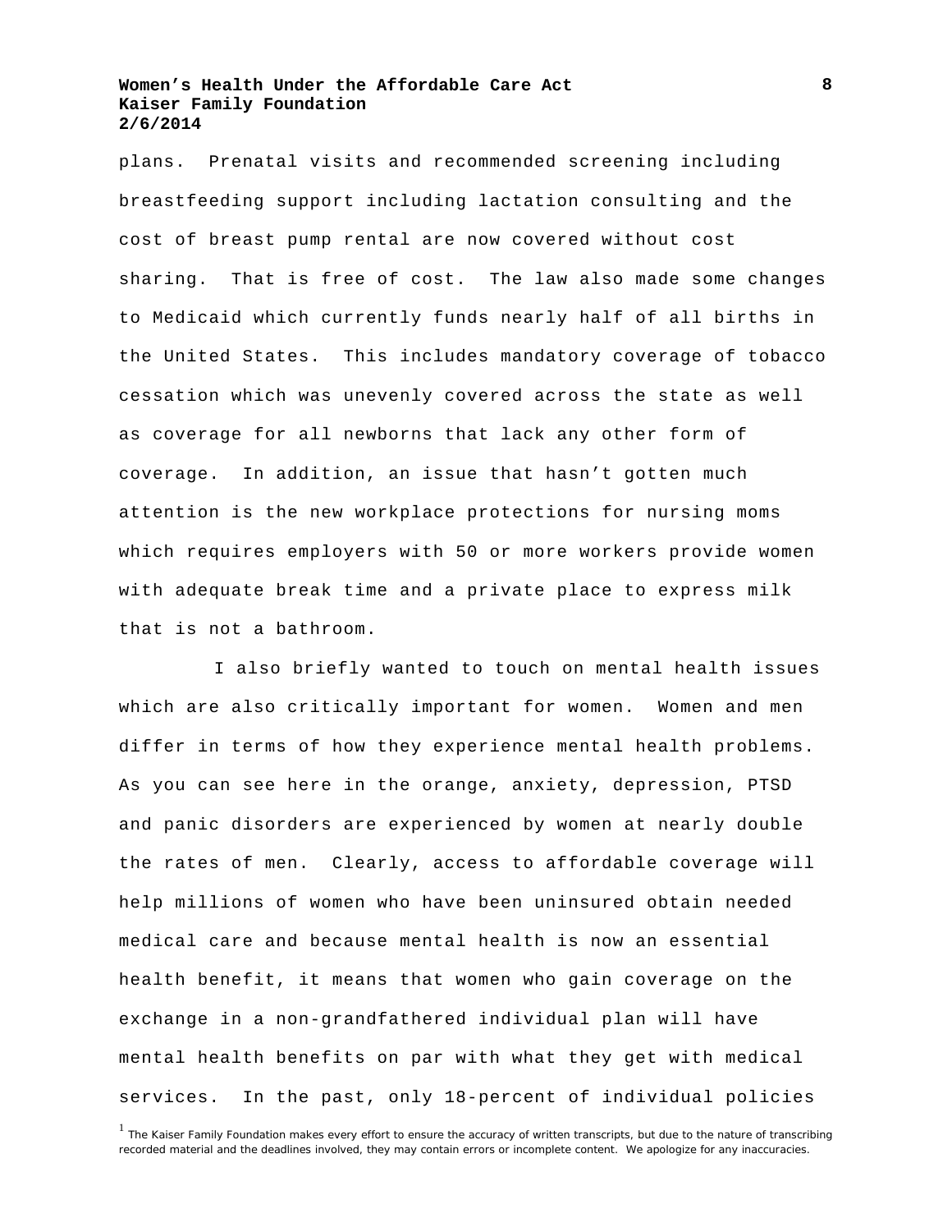plans. Prenatal visits and recommended screening including breastfeeding support including lactation consulting and the cost of breast pump rental are now covered without cost sharing. That is free of cost. The law also made some changes to Medicaid which currently funds nearly half of all births in the United States. This includes mandatory coverage of tobacco cessation which was unevenly covered across the state as well as coverage for all newborns that lack any other form of coverage. In addition, an issue that hasn't gotten much attention is the new workplace protections for nursing moms which requires employers with 50 or more workers provide women with adequate break time and a private place to express milk that is not a bathroom.

I also briefly wanted to touch on mental health issues which are also critically important for women. Women and men differ in terms of how they experience mental health problems. As you can see here in the orange, anxiety, depression, PTSD and panic disorders are experienced by women at nearly double the rates of men. Clearly, access to affordable coverage will help millions of women who have been uninsured obtain needed medical care and because mental health is now an essential health benefit, it means that women who gain coverage on the exchange in a non-grandfathered individual plan will have mental health benefits on par with what they get with medical services. In the past, only 18-percent of individual policies

[1] The Kaiser Family Foundation makes every effort to ensure the accuracy of written transcripts, but due to the nature of transcribing recorded material and the deadlines involved, they may contain errors or incomplete content. We apologize for any inaccuracies.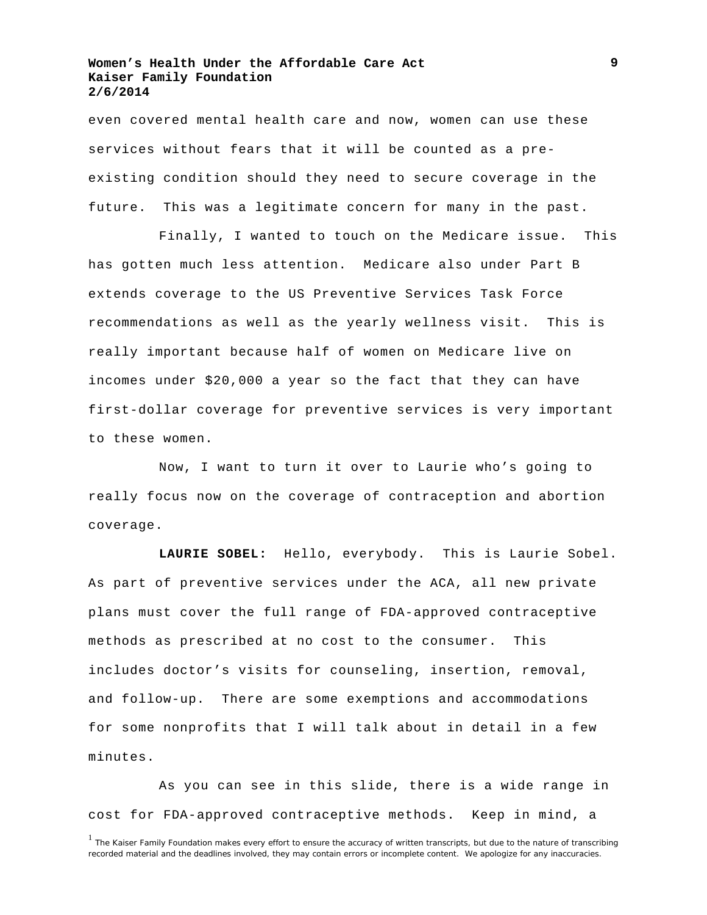even covered mental health care and now, women can use these services without fears that it will be counted as a pre-existing condition should they need to secure coverage in the future. This was a legitimate concern for many in the past.

Finally, I wanted to touch on the Medicare issue. This has gotten much less attention. Medicare also under Part B extends coverage to the US Preventive Services Task Force recommendations as well as the yearly wellness visit. This is really important because half of women on Medicare live on incomes under $20,000 a year so the fact that they can have first-dollar coverage for preventive services is very important to these women.

Now, I want to turn it over to Laurie who's going to really focus now on the coverage of contraception and abortion coverage.

**LAURIE SOBEL:** Hello, everybody. This is Laurie Sobel. As part of preventive services under the ACA, all new private plans must cover the full range of FDA-approved contraceptive methods as prescribed at no cost to the consumer. This includes doctor's visits for counseling, insertion, removal, and follow-up. There are some exemptions and accommodations for some nonprofits that I will talk about in detail in a few minutes.

As you can see in this slide, there is a wide range in cost for FDA-approved contraceptive methods. Keep in mind, a

[1] The Kaiser Family Foundation makes every effort to ensure the accuracy of written transcripts, but due to the nature of transcribing recorded material and the deadlines involved, they may contain errors or incomplete content. We apologize for any inaccuracies.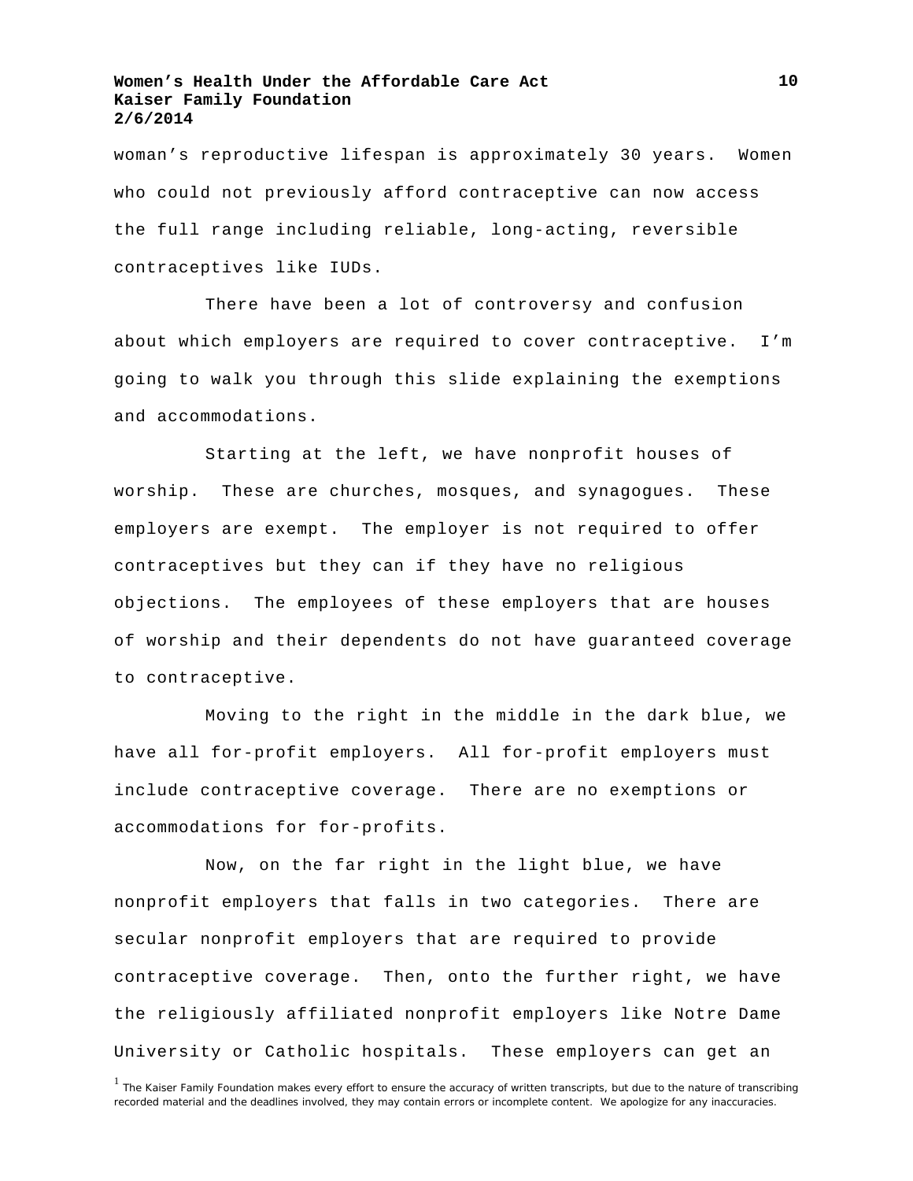woman's reproductive lifespan is approximately 30 years. Women who could not previously afford contraceptive can now access the full range including reliable, long-acting, reversible contraceptives like IUDs.

There have been a lot of controversy and confusion about which employers are required to cover contraceptive. I'm going to walk you through this slide explaining the exemptions and accommodations.

Starting at the left, we have nonprofit houses of worship. These are churches, mosques, and synagogues. These employers are exempt. The employer is not required to offer contraceptives but they can if they have no religious objections. The employees of these employers that are houses of worship and their dependents do not have guaranteed coverage to contraceptive.

Moving to the right in the middle in the dark blue, we have all for-profit employers. All for-profit employers must include contraceptive coverage. There are no exemptions or accommodations for for-profits.

Now, on the far right in the light blue, we have nonprofit employers that falls in two categories. There are secular nonprofit employers that are required to provide contraceptive coverage. Then, onto the further right, we have the religiously affiliated nonprofit employers like Notre Dame University or Catholic hospitals. These employers can get an

[1] The Kaiser Family Foundation makes every effort to ensure the accuracy of written transcripts, but due to the nature of transcribing recorded material and the deadlines involved, they may contain errors or incomplete content. We apologize for any inaccuracies.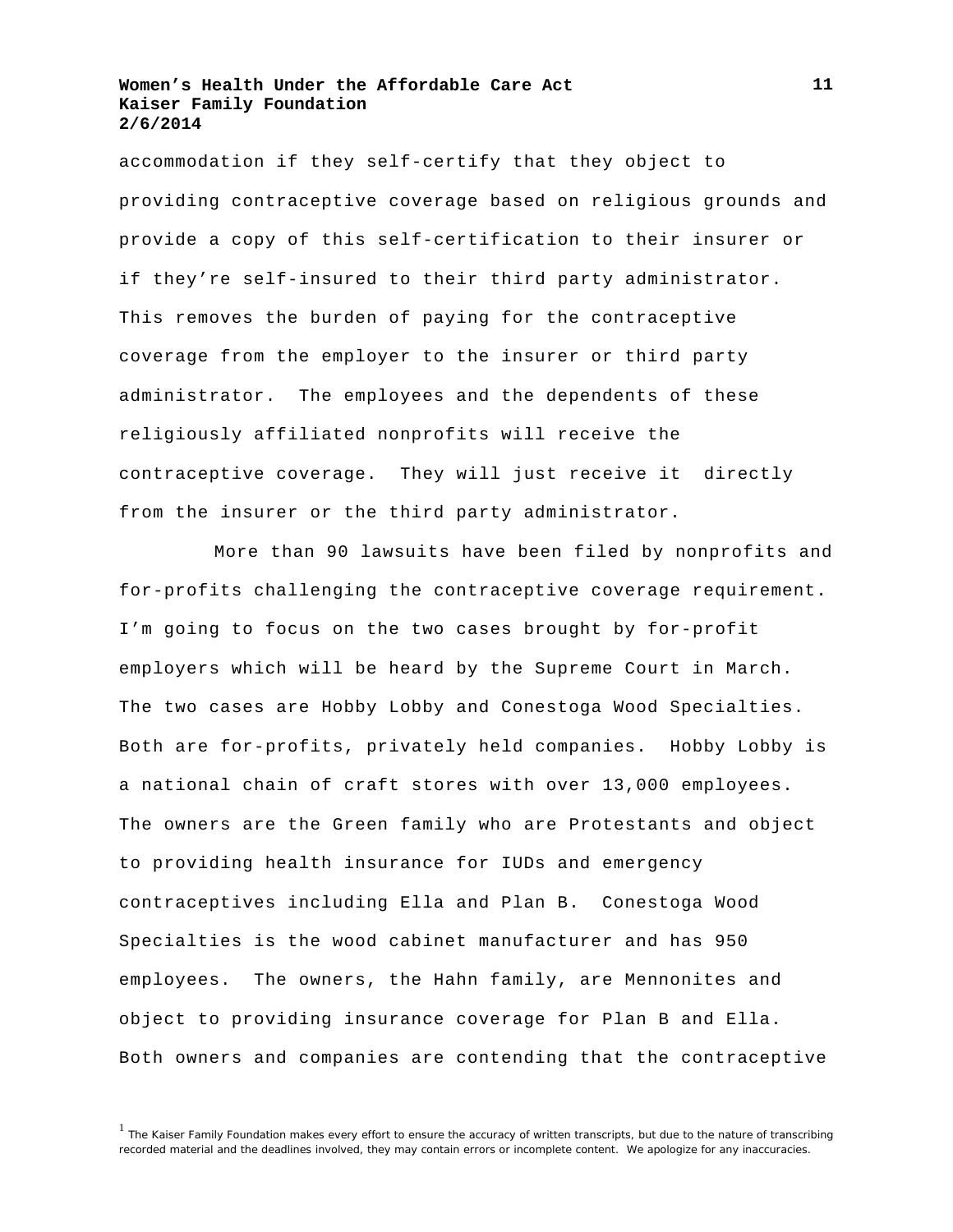accommodation if they self-certify that they object to providing contraceptive coverage based on religious grounds and provide a copy of this self-certification to their insurer or if they're self-insured to their third party administrator. This removes the burden of paying for the contraceptive coverage from the employer to the insurer or third party administrator. The employees and the dependents of these religiously affiliated nonprofits will receive the contraceptive coverage. They will just receive it directly from the insurer or the third party administrator.

More than 90 lawsuits have been filed by nonprofits and for-profits challenging the contraceptive coverage requirement. I'm going to focus on the two cases brought by for-profit employers which will be heard by the Supreme Court in March. The two cases are Hobby Lobby and Conestoga Wood Specialties. Both are for-profits, privately held companies. Hobby Lobby is a national chain of craft stores with over 13,000 employees. The owners are the Green family who are Protestants and object to providing health insurance for IUDs and emergency contraceptives including Ella and Plan B. Conestoga Wood Specialties is the wood cabinet manufacturer and has 950 employees. The owners, the Hahn family, are Mennonites and object to providing insurance coverage for Plan B and Ella. Both owners and companies are contending that the contraceptive

[1] The Kaiser Family Foundation makes every effort to ensure the accuracy of written transcripts, but due to the nature of transcribing recorded material and the deadlines involved, they may contain errors or incomplete content. We apologize for any inaccuracies.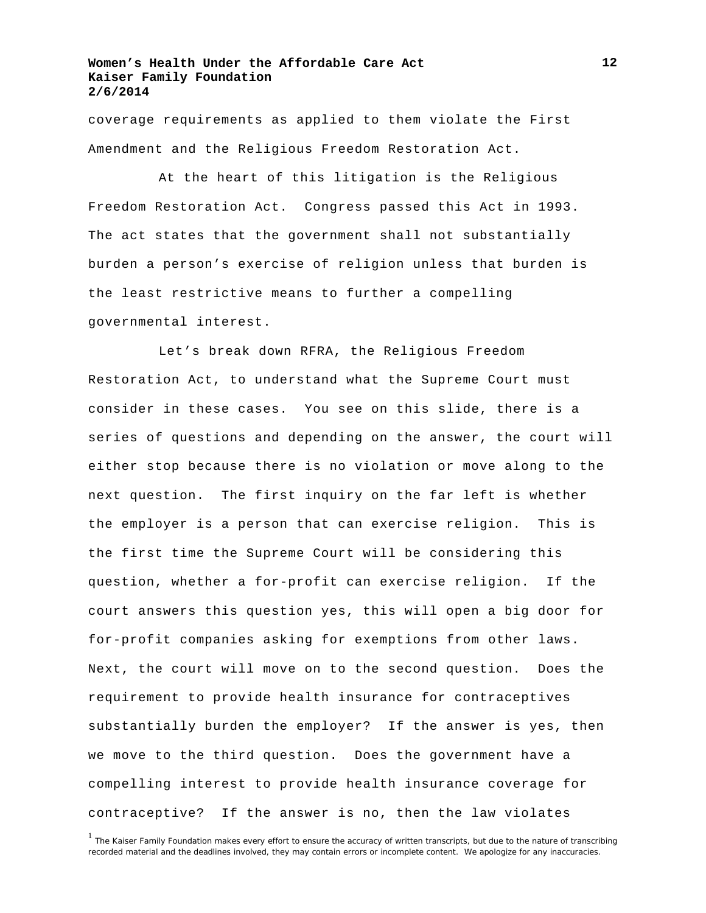coverage requirements as applied to them violate the First Amendment and the Religious Freedom Restoration Act.

At the heart of this litigation is the Religious Freedom Restoration Act. Congress passed this Act in 1993. The act states that the government shall not substantially burden a person's exercise of religion unless that burden is the least restrictive means to further a compelling governmental interest.

Let's break down RFRA, the Religious Freedom Restoration Act, to understand what the Supreme Court must consider in these cases. You see on this slide, there is a series of questions and depending on the answer, the court will either stop because there is no violation or move along to the next question. The first inquiry on the far left is whether the employer is a person that can exercise religion. This is the first time the Supreme Court will be considering this question, whether a for-profit can exercise religion. If the court answers this question yes, this will open a big door for for-profit companies asking for exemptions from other laws. Next, the court will move on to the second question. Does the requirement to provide health insurance for contraceptives substantially burden the employer? If the answer is yes, then we move to the third question. Does the government have a compelling interest to provide health insurance coverage for contraceptive? If the answer is no, then the law violates

[1] The Kaiser Family Foundation makes every effort to ensure the accuracy of written transcripts, but due to the nature of transcribing recorded material and the deadlines involved, they may contain errors or incomplete content. We apologize for any inaccuracies.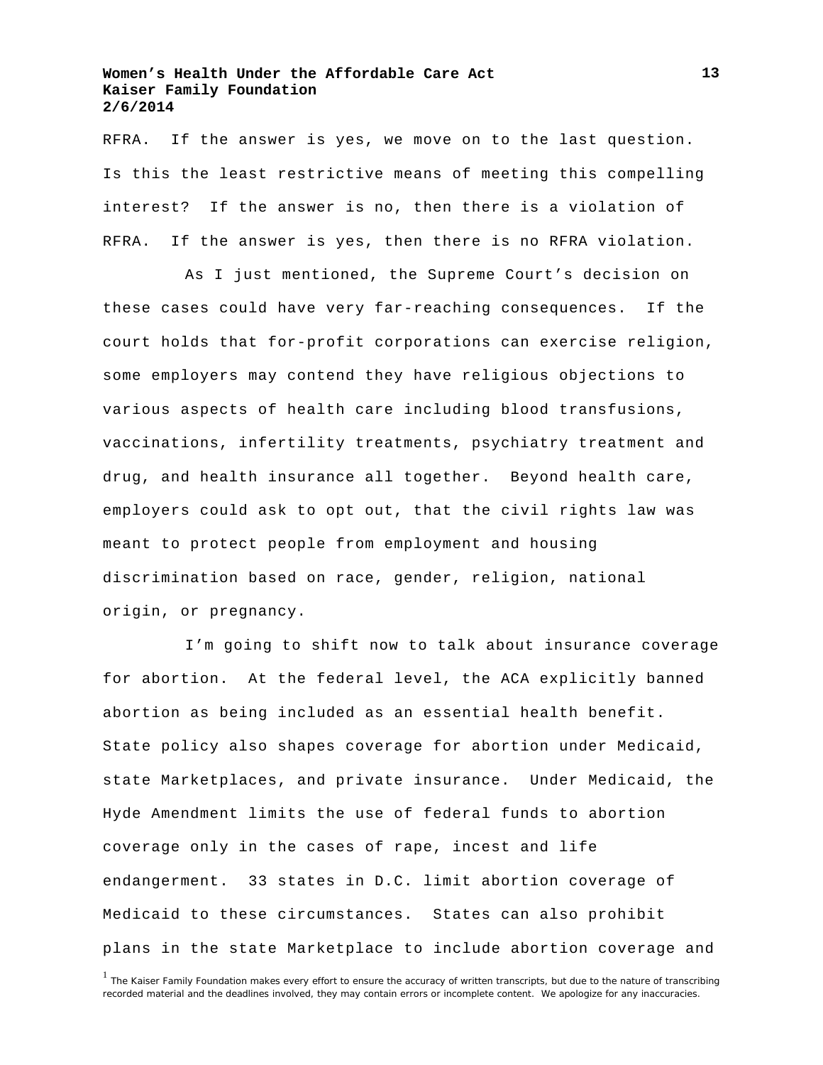RFRA. If the answer is yes, we move on to the last question. Is this the least restrictive means of meeting this compelling interest? If the answer is no, then there is a violation of RFRA. If the answer is yes, then there is no RFRA violation.

As I just mentioned, the Supreme Court's decision on these cases could have very far-reaching consequences. If the court holds that for-profit corporations can exercise religion, some employers may contend they have religious objections to various aspects of health care including blood transfusions, vaccinations, infertility treatments, psychiatry treatment and drug, and health insurance all together. Beyond health care, employers could ask to opt out, that the civil rights law was meant to protect people from employment and housing discrimination based on race, gender, religion, national origin, or pregnancy.

I'm going to shift now to talk about insurance coverage for abortion. At the federal level, the ACA explicitly banned abortion as being included as an essential health benefit. State policy also shapes coverage for abortion under Medicaid, state Marketplaces, and private insurance. Under Medicaid, the Hyde Amendment limits the use of federal funds to abortion coverage only in the cases of rape, incest and life endangerment. 33 states in D.C. limit abortion coverage of Medicaid to these circumstances. States can also prohibit plans in the state Marketplace to include abortion coverage and

[1] The Kaiser Family Foundation makes every effort to ensure the accuracy of written transcripts, but due to the nature of transcribing recorded material and the deadlines involved, they may contain errors or incomplete content. We apologize for any inaccuracies.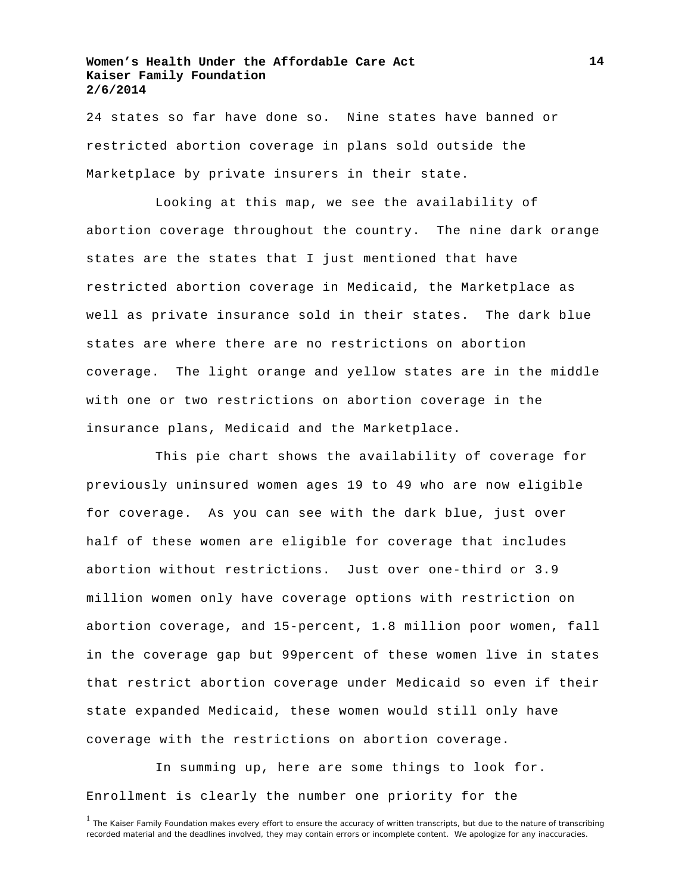24 states so far have done so. Nine states have banned or restricted abortion coverage in plans sold outside the Marketplace by private insurers in their state.

Looking at this map, we see the availability of abortion coverage throughout the country. The nine dark orange states are the states that I just mentioned that have restricted abortion coverage in Medicaid, the Marketplace as well as private insurance sold in their states. The dark blue states are where there are no restrictions on abortion coverage. The light orange and yellow states are in the middle with one or two restrictions on abortion coverage in the insurance plans, Medicaid and the Marketplace.

This pie chart shows the availability of coverage for previously uninsured women ages 19 to 49 who are now eligible for coverage. As you can see with the dark blue, just over half of these women are eligible for coverage that includes abortion without restrictions. Just over one-third or 3.9 million women only have coverage options with restriction on abortion coverage, and 15-percent, 1.8 million poor women, fall in the coverage gap but 99percent of these women live in states that restrict abortion coverage under Medicaid so even if their state expanded Medicaid, these women would still only have coverage with the restrictions on abortion coverage.

In summing up, here are some things to look for. Enrollment is clearly the number one priority for the

[1] The Kaiser Family Foundation makes every effort to ensure the accuracy of written transcripts, but due to the nature of transcribing recorded material and the deadlines involved, they may contain errors or incomplete content. We apologize for any inaccuracies.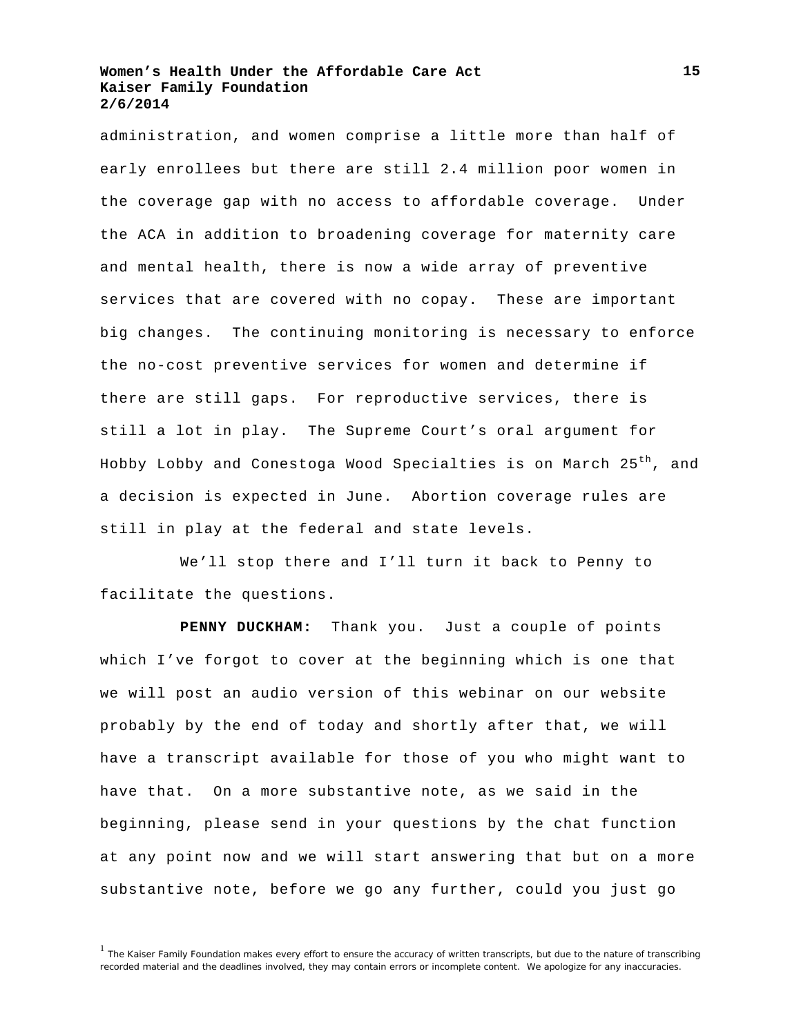administration, and women comprise a little more than half of early enrollees but there are still 2.4 million poor women in the coverage gap with no access to affordable coverage. Under the ACA in addition to broadening coverage for maternity care and mental health, there is now a wide array of preventive services that are covered with no copay. These are important big changes. The continuing monitoring is necessary to enforce the no-cost preventive services for women and determine if there are still gaps. For reproductive services, there is still a lot in play. The Supreme Court's oral argument for Hobby Lobby and Conestoga Wood Specialties is on March 25th, and a decision is expected in June. Abortion coverage rules are still in play at the federal and state levels.

We'll stop there and I'll turn it back to Penny to facilitate the questions.

**PENNY DUCKHAM:** Thank you. Just a couple of points which I've forgot to cover at the beginning which is one that we will post an audio version of this webinar on our website probably by the end of today and shortly after that, we will have a transcript available for those of you who might want to have that. On a more substantive note, as we said in the beginning, please send in your questions by the chat function at any point now and we will start answering that but on a more substantive note, before we go any further, could you just go

[1] The Kaiser Family Foundation makes every effort to ensure the accuracy of written transcripts, but due to the nature of transcribing recorded material and the deadlines involved, they may contain errors or incomplete content. We apologize for any inaccuracies.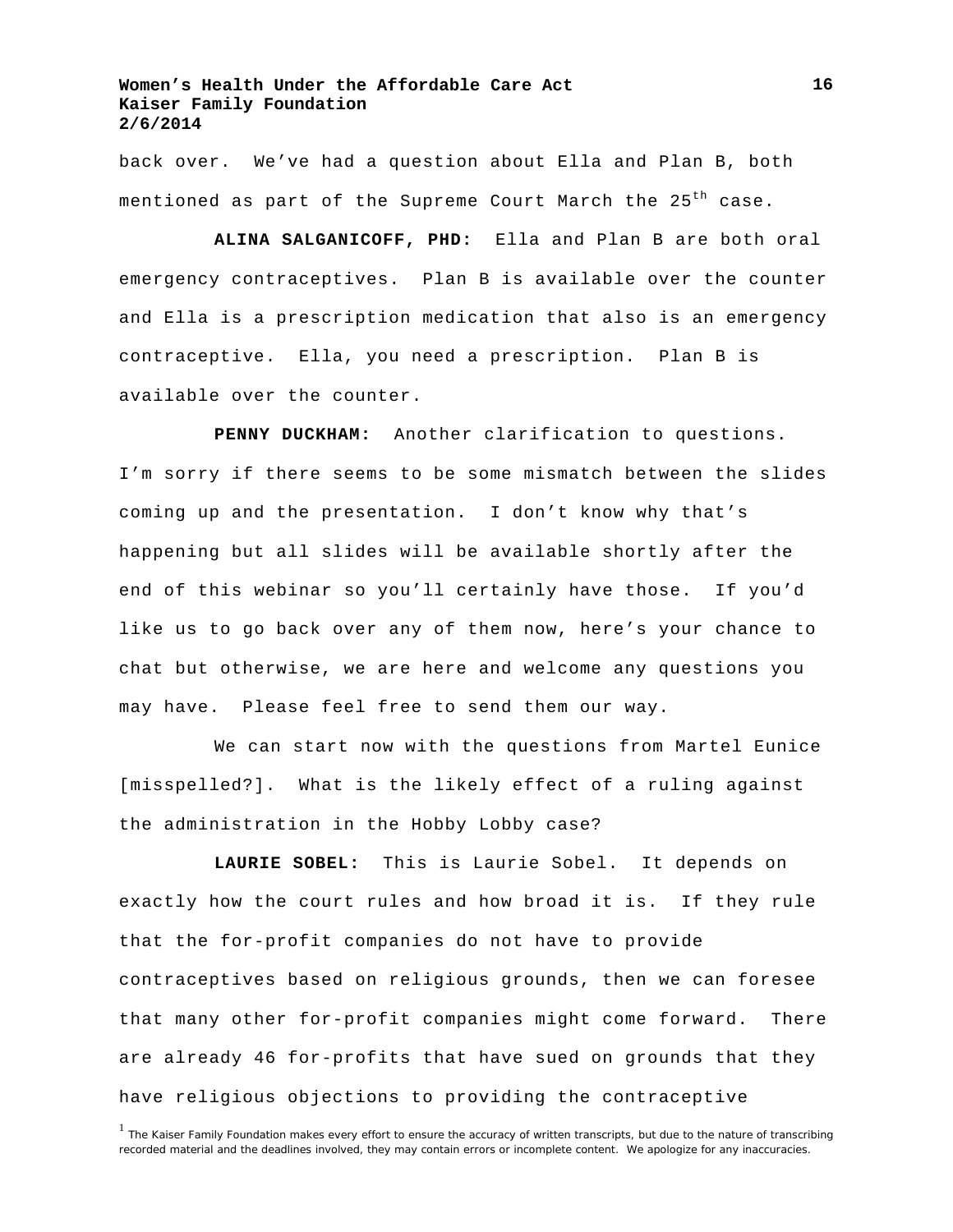back over. We’ve had a question about Ella and Plan B, both mentioned as part of the Supreme Court March the 25th case.

**ALINA SALGANICOFF, PHD:** Ella and Plan B are both oral emergency contraceptives. Plan B is available over the counter and Ella is a prescription medication that also is an emergency contraceptive. Ella, you need a prescription. Plan B is available over the counter.

**PENNY DUCKHAM:** Another clarification to questions. I’m sorry if there seems to be some mismatch between the slides coming up and the presentation. I don’t know why that’s happening but all slides will be available shortly after the end of this webinar so you’ll certainly have those. If you’d like us to go back over any of them now, here’s your chance to chat but otherwise, we are here and welcome any questions you may have. Please feel free to send them our way.

We can start now with the questions from Martel Eunice [misspelled?]. What is the likely effect of a ruling against the administration in the Hobby Lobby case?

**LAURIE SOBEL:** This is Laurie Sobel. It depends on exactly how the court rules and how broad it is. If they rule that the for-profit companies do not have to provide contraceptives based on religious grounds, then we can foresee that many other for-profit companies might come forward. There are already 46 for-profits that have sued on grounds that they have religious objections to providing the contraceptive

[1] The Kaiser Family Foundation makes every effort to ensure the accuracy of written transcripts, but due to the nature of transcribing recorded material and the deadlines involved, they may contain errors or incomplete content. We apologize for any inaccuracies.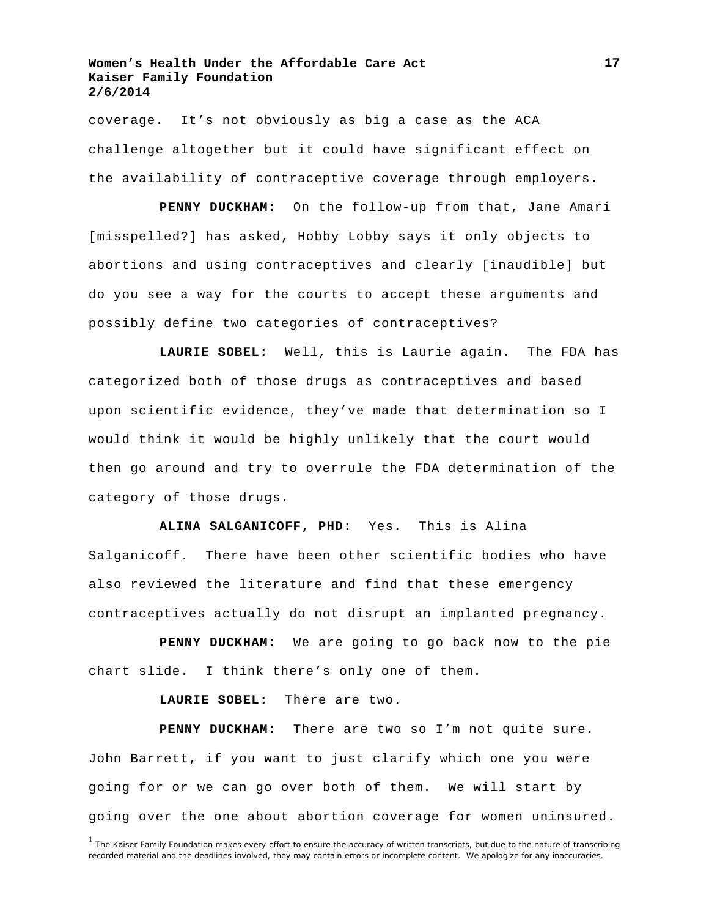coverage. It's not obviously as big a case as the ACA challenge altogether but it could have significant effect on the availability of contraceptive coverage through employers.

**PENNY DUCKHAM:** On the follow-up from that, Jane Amari [misspelled?] has asked, Hobby Lobby says it only objects to abortions and using contraceptives and clearly [inaudible] but do you see a way for the courts to accept these arguments and possibly define two categories of contraceptives?

**LAURIE SOBEL:** Well, this is Laurie again. The FDA has categorized both of those drugs as contraceptives and based upon scientific evidence, they've made that determination so I would think it would be highly unlikely that the court would then go around and try to overrule the FDA determination of the category of those drugs.

**ALINA SALGANICOFF, PHD:** Yes. This is Alina Salganicoff. There have been other scientific bodies who have also reviewed the literature and find that these emergency contraceptives actually do not disrupt an implanted pregnancy.

**PENNY DUCKHAM:** We are going to go back now to the pie chart slide. I think there's only one of them.

**LAURIE SOBEL:** There are two.

**PENNY DUCKHAM:** There are two so I'm not quite sure. John Barrett, if you want to just clarify which one you were going for or we can go over both of them. We will start by going over the one about abortion coverage for women uninsured.

[1] The Kaiser Family Foundation makes every effort to ensure the accuracy of written transcripts, but due to the nature of transcribing recorded material and the deadlines involved, they may contain errors or incomplete content. We apologize for any inaccuracies.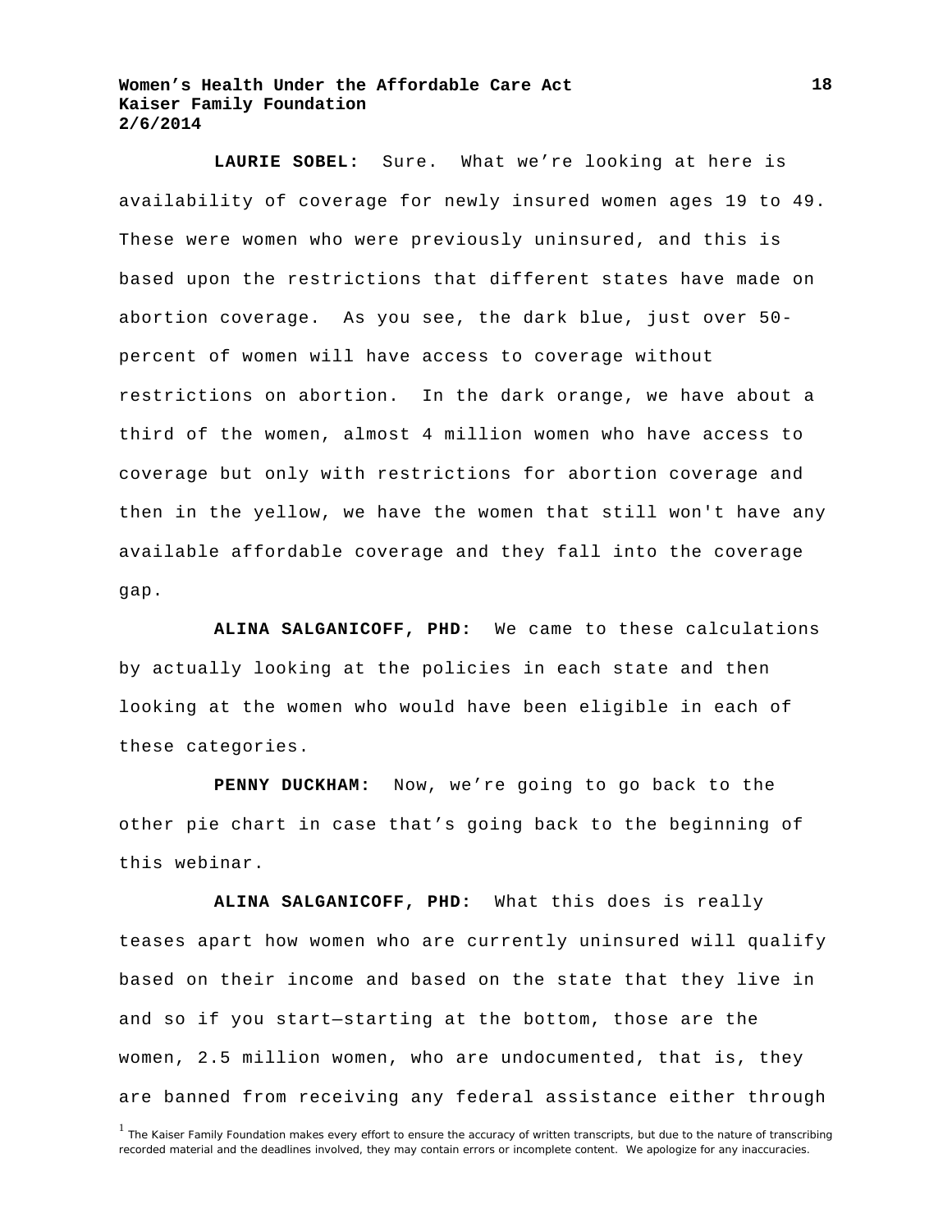**LAURIE SOBEL:** Sure. What we're looking at here is availability of coverage for newly insured women ages 19 to 49. These were women who were previously uninsured, and this is based upon the restrictions that different states have made on abortion coverage. As you see, the dark blue, just over 50-percent of women will have access to coverage without restrictions on abortion. In the dark orange, we have about a third of the women, almost 4 million women who have access to coverage but only with restrictions for abortion coverage and then in the yellow, we have the women that still won't have any available affordable coverage and they fall into the coverage gap.

**ALINA SALGANICOFF, PHD:** We came to these calculations by actually looking at the policies in each state and then looking at the women who would have been eligible in each of these categories.

**PENNY DUCKHAM:** Now, we're going to go back to the other pie chart in case that's going back to the beginning of this webinar.

**ALINA SALGANICOFF, PHD:** What this does is really teases apart how women who are currently uninsured will qualify based on their income and based on the state that they live in and so if you start—starting at the bottom, those are the women, 2.5 million women, who are undocumented, that is, they are banned from receiving any federal assistance either through

[1] The Kaiser Family Foundation makes every effort to ensure the accuracy of written transcripts, but due to the nature of transcribing recorded material and the deadlines involved, they may contain errors or incomplete content. We apologize for any inaccuracies.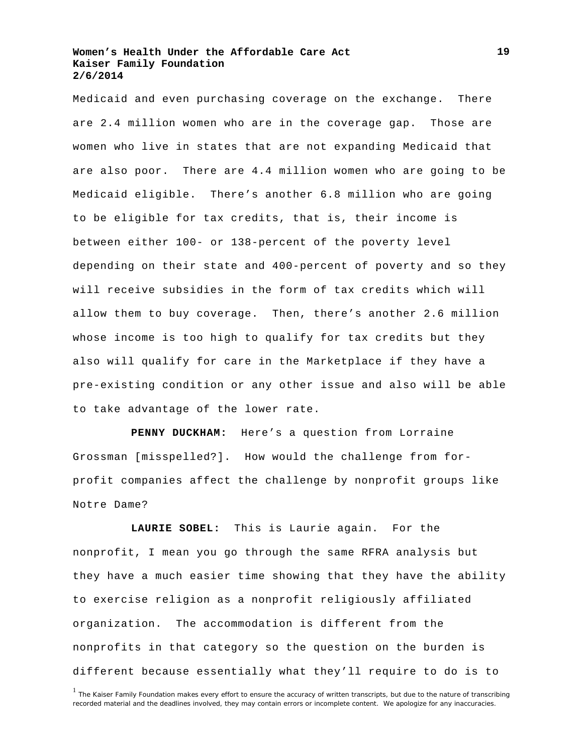Medicaid and even purchasing coverage on the exchange. There are 2.4 million women who are in the coverage gap. Those are women who live in states that are not expanding Medicaid that are also poor. There are 4.4 million women who are going to be Medicaid eligible. There's another 6.8 million who are going to be eligible for tax credits, that is, their income is between either 100- or 138-percent of the poverty level depending on their state and 400-percent of poverty and so they will receive subsidies in the form of tax credits which will allow them to buy coverage. Then, there's another 2.6 million whose income is too high to qualify for tax credits but they also will qualify for care in the Marketplace if they have a pre-existing condition or any other issue and also will be able to take advantage of the lower rate.

**PENNY DUCKHAM:** Here's a question from Lorraine Grossman [misspelled?]. How would the challenge from for-profit companies affect the challenge by nonprofit groups like Notre Dame?

**LAURIE SOBEL:** This is Laurie again. For the nonprofit, I mean you go through the same RFRA analysis but they have a much easier time showing that they have the ability to exercise religion as a nonprofit religiously affiliated organization. The accommodation is different from the nonprofits in that category so the question on the burden is different because essentially what they'll require to do is to

[1] The Kaiser Family Foundation makes every effort to ensure the accuracy of written transcripts, but due to the nature of transcribing recorded material and the deadlines involved, they may contain errors or incomplete content. We apologize for any inaccuracies.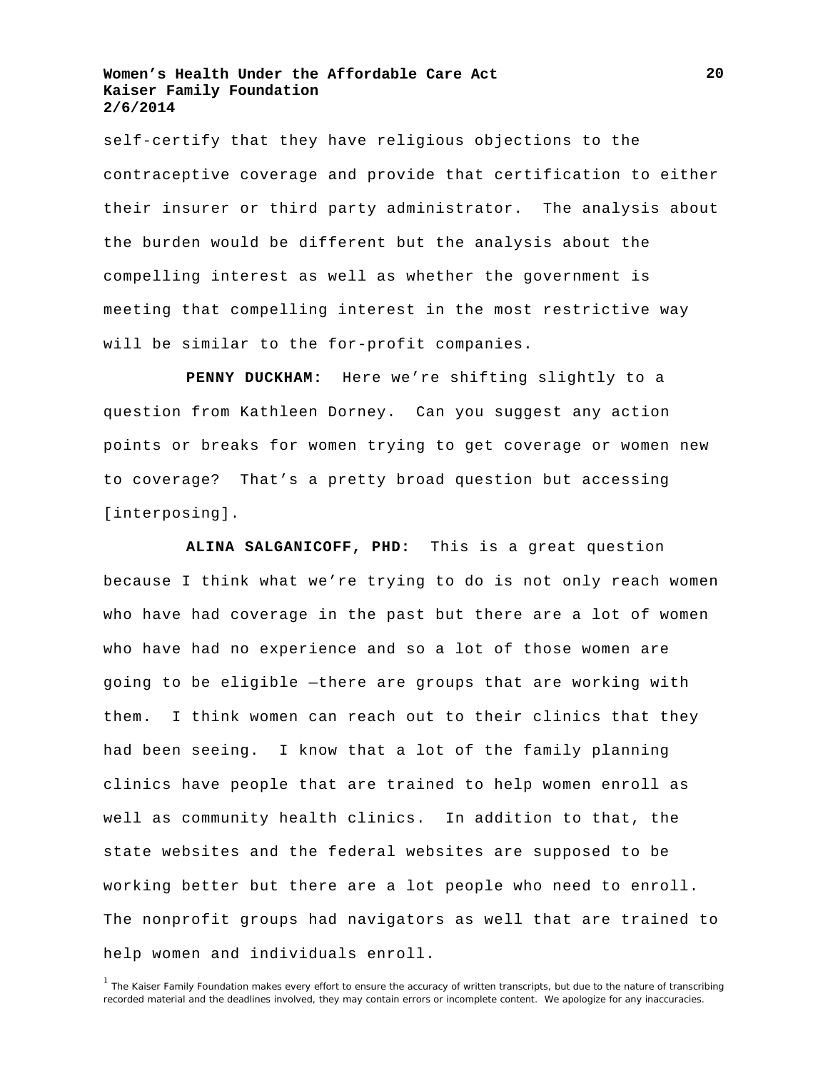self-certify that they have religious objections to the contraceptive coverage and provide that certification to either their insurer or third party administrator. The analysis about the burden would be different but the analysis about the compelling interest as well as whether the government is meeting that compelling interest in the most restrictive way will be similar to the for-profit companies.

**PENNY DUCKHAM:** Here we're shifting slightly to a question from Kathleen Dorney. Can you suggest any action points or breaks for women trying to get coverage or women new to coverage? That's a pretty broad question but accessing [interposing].

**ALINA SALGANICOFF, PHD:** This is a great question because I think what we're trying to do is not only reach women who have had coverage in the past but there are a lot of women who have had no experience and so a lot of those women are going to be eligible —there are groups that are working with them. I think women can reach out to their clinics that they had been seeing. I know that a lot of the family planning clinics have people that are trained to help women enroll as well as community health clinics. In addition to that, the state websites and the federal websites are supposed to be working better but there are a lot people who need to enroll. The nonprofit groups had navigators as well that are trained to help women and individuals enroll.

[1] The Kaiser Family Foundation makes every effort to ensure the accuracy of written transcripts, but due to the nature of transcribing recorded material and the deadlines involved, they may contain errors or incomplete content. We apologize for any inaccuracies.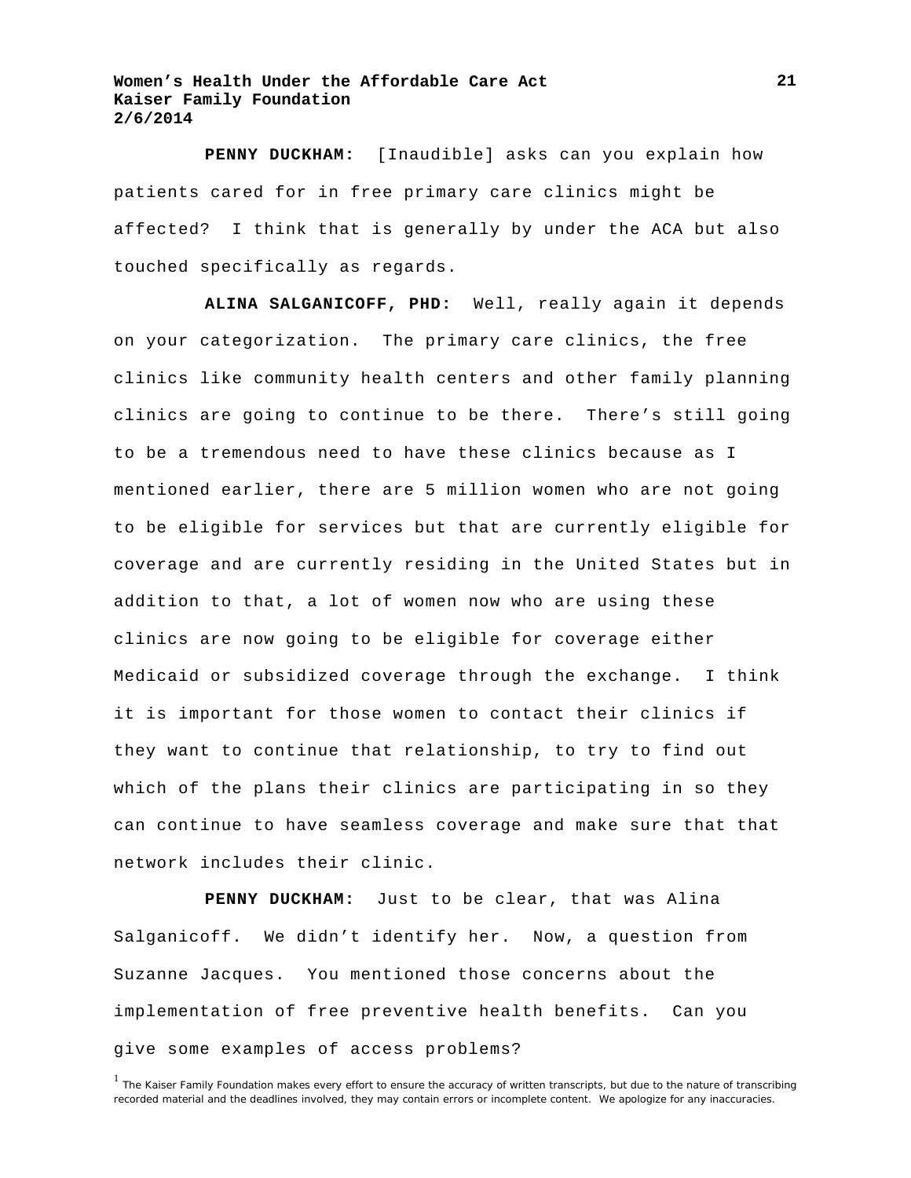**PENNY DUCKHAM:** [Inaudible] asks can you explain how patients cared for in free primary care clinics might be affected? I think that is generally by under the ACA but also touched specifically as regards.

**ALINA SALGANICOFF, PHD:** Well, really again it depends on your categorization. The primary care clinics, the free clinics like community health centers and other family planning clinics are going to continue to be there. There's still going to be a tremendous need to have these clinics because as I mentioned earlier, there are 5 million women who are not going to be eligible for services but that are currently eligible for coverage and are currently residing in the United States but in addition to that, a lot of women now who are using these clinics are now going to be eligible for coverage either Medicaid or subsidized coverage through the exchange. I think it is important for those women to contact their clinics if they want to continue that relationship, to try to find out which of the plans their clinics are participating in so they can continue to have seamless coverage and make sure that that network includes their clinic.

**PENNY DUCKHAM:** Just to be clear, that was Alina Salganicoff. We didn't identify her. Now, a question from Suzanne Jacques. You mentioned those concerns about the implementation of free preventive health benefits. Can you give some examples of access problems?

[1] The Kaiser Family Foundation makes every effort to ensure the accuracy of written transcripts, but due to the nature of transcribing recorded material and the deadlines involved, they may contain errors or incomplete content. We apologize for any inaccuracies.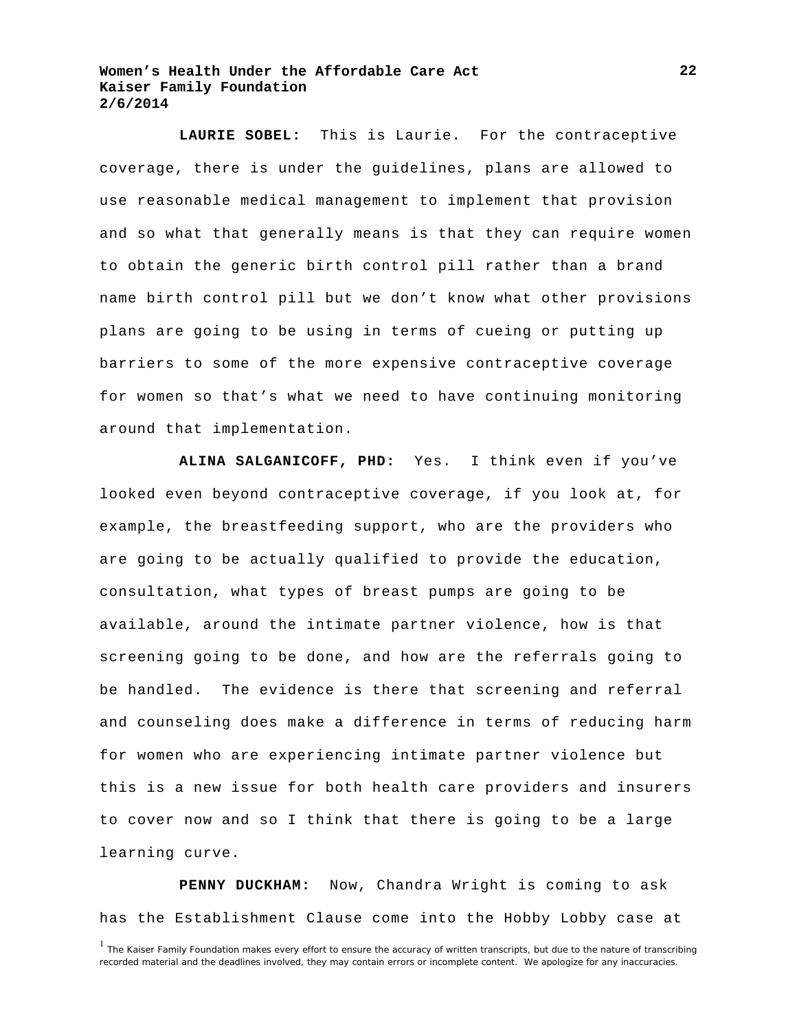**LAURIE SOBEL:** This is Laurie. For the contraceptive coverage, there is under the guidelines, plans are allowed to use reasonable medical management to implement that provision and so what that generally means is that they can require women to obtain the generic birth control pill rather than a brand name birth control pill but we don't know what other provisions plans are going to be using in terms of cueing or putting up barriers to some of the more expensive contraceptive coverage for women so that's what we need to have continuing monitoring around that implementation.

**ALINA SALGANICOFF, PHD:** Yes. I think even if you've looked even beyond contraceptive coverage, if you look at, for example, the breastfeeding support, who are the providers who are going to be actually qualified to provide the education, consultation, what types of breast pumps are going to be available, around the intimate partner violence, how is that screening going to be done, and how are the referrals going to be handled. The evidence is there that screening and referral and counseling does make a difference in terms of reducing harm for women who are experiencing intimate partner violence but this is a new issue for both health care providers and insurers to cover now and so I think that there is going to be a large learning curve.

**PENNY DUCKHAM:** Now, Chandra Wright is coming to ask has the Establishment Clause come into the Hobby Lobby case at

[1] The Kaiser Family Foundation makes every effort to ensure the accuracy of written transcripts, but due to the nature of transcribing recorded material and the deadlines involved, they may contain errors or incomplete content. We apologize for any inaccuracies.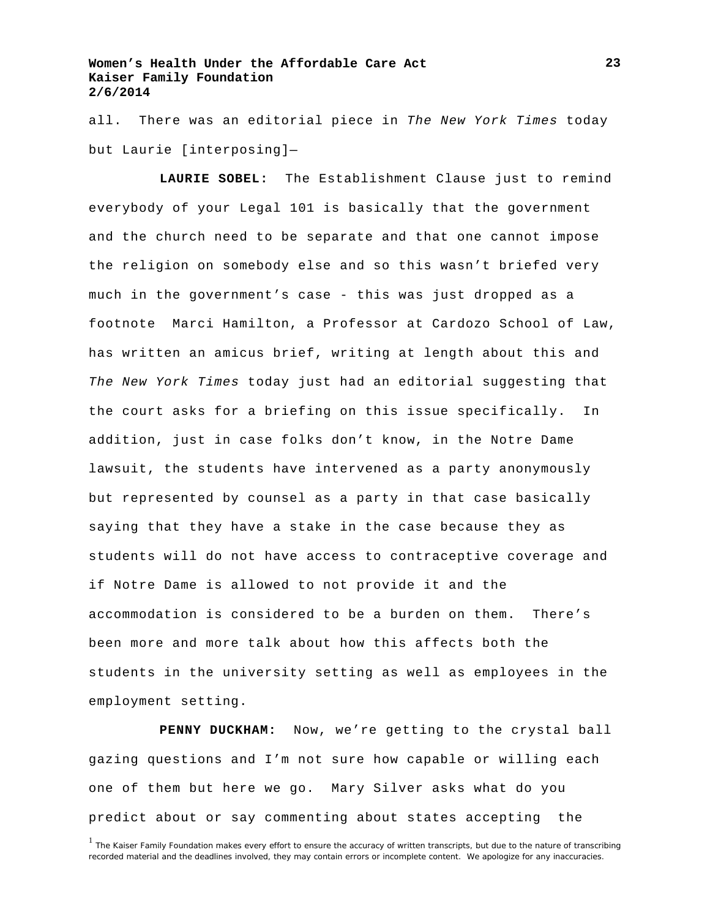all. There was an editorial piece in *The New York Times* today but Laurie [interposing]—

**LAURIE SOBEL:** The Establishment Clause just to remind everybody of your Legal 101 is basically that the government and the church need to be separate and that one cannot impose the religion on somebody else and so this wasn't briefed very much in the government's case - this was just dropped as a footnote Marci Hamilton, a Professor at Cardozo School of Law, has written an amicus brief, writing at length about this and *The New York Times* today just had an editorial suggesting that the court asks for a briefing on this issue specifically. In addition, just in case folks don't know, in the Notre Dame lawsuit, the students have intervened as a party anonymously but represented by counsel as a party in that case basically saying that they have a stake in the case because they as students will do not have access to contraceptive coverage and if Notre Dame is allowed to not provide it and the accommodation is considered to be a burden on them. There's been more and more talk about how this affects both the students in the university setting as well as employees in the employment setting.

**PENNY DUCKHAM:** Now, we're getting to the crystal ball gazing questions and I'm not sure how capable or willing each one of them but here we go. Mary Silver asks what do you predict about or say commenting about states accepting the

[1] The Kaiser Family Foundation makes every effort to ensure the accuracy of written transcripts, but due to the nature of transcribing recorded material and the deadlines involved, they may contain errors or incomplete content. We apologize for any inaccuracies.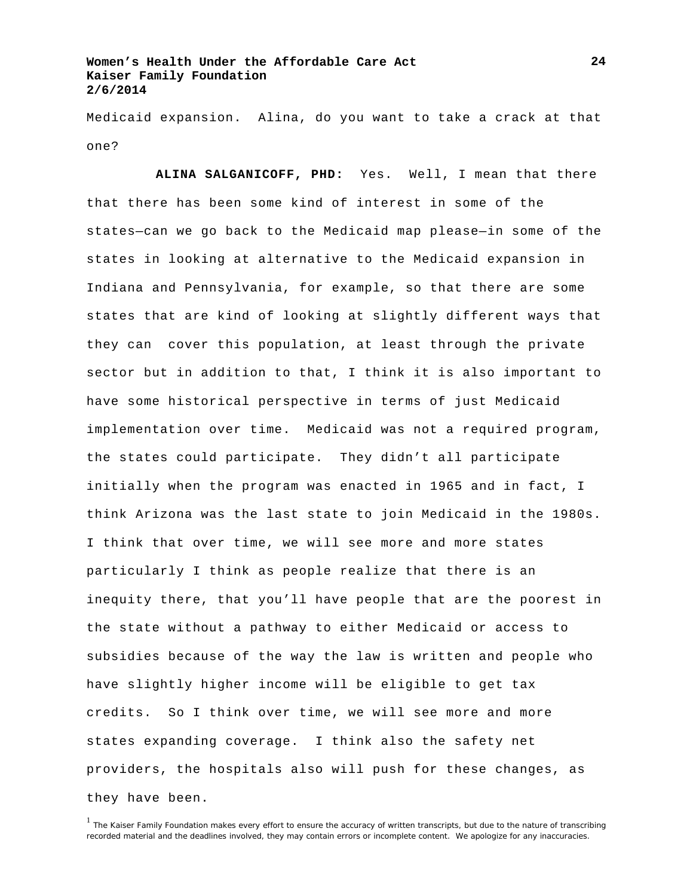Medicaid expansion. Alina, do you want to take a crack at that one?

**ALINA SALGANICOFF, PHD:** Yes. Well, I mean that there that there has been some kind of interest in some of the states—can we go back to the Medicaid map please—in some of the states in looking at alternative to the Medicaid expansion in Indiana and Pennsylvania, for example, so that there are some states that are kind of looking at slightly different ways that they can cover this population, at least through the private sector but in addition to that, I think it is also important to have some historical perspective in terms of just Medicaid implementation over time. Medicaid was not a required program, the states could participate. They didn't all participate initially when the program was enacted in 1965 and in fact, I think Arizona was the last state to join Medicaid in the 1980s. I think that over time, we will see more and more states particularly I think as people realize that there is an inequity there, that you'll have people that are the poorest in the state without a pathway to either Medicaid or access to subsidies because of the way the law is written and people who have slightly higher income will be eligible to get tax credits. So I think over time, we will see more and more states expanding coverage. I think also the safety net providers, the hospitals also will push for these changes, as they have been.

[1] The Kaiser Family Foundation makes every effort to ensure the accuracy of written transcripts, but due to the nature of transcribing recorded material and the deadlines involved, they may contain errors or incomplete content. We apologize for any inaccuracies.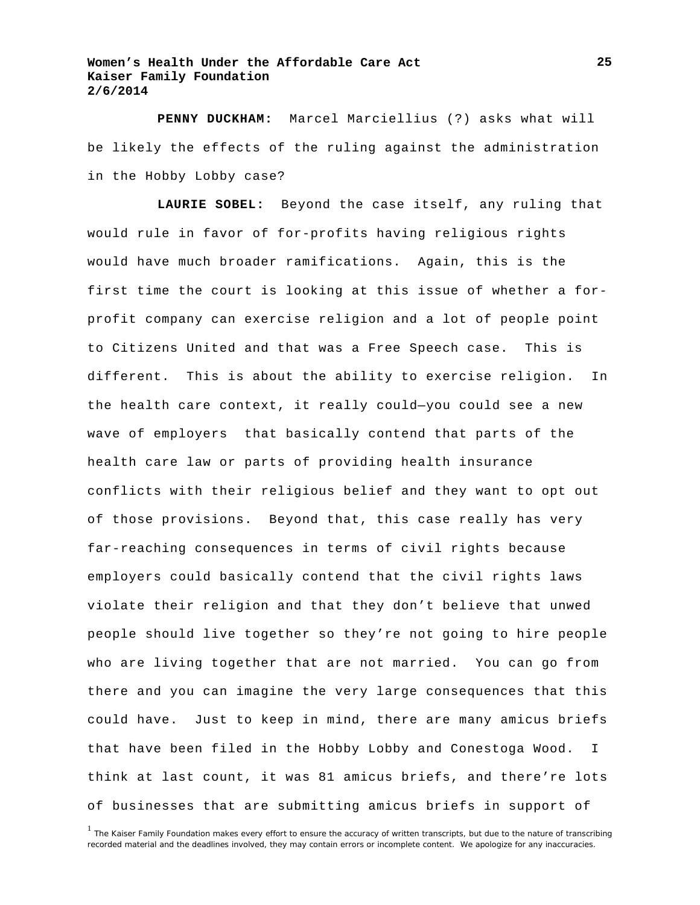**PENNY DUCKHAM:** Marcel Marciellius (?) asks what will be likely the effects of the ruling against the administration in the Hobby Lobby case?

**LAURIE SOBEL:** Beyond the case itself, any ruling that would rule in favor of for-profits having religious rights would have much broader ramifications. Again, this is the first time the court is looking at this issue of whether a for-profit company can exercise religion and a lot of people point to Citizens United and that was a Free Speech case. This is different. This is about the ability to exercise religion. In the health care context, it really could—you could see a new wave of employers that basically contend that parts of the health care law or parts of providing health insurance conflicts with their religious belief and they want to opt out of those provisions. Beyond that, this case really has very far-reaching consequences in terms of civil rights because employers could basically contend that the civil rights laws violate their religion and that they don't believe that unwed people should live together so they're not going to hire people who are living together that are not married. You can go from there and you can imagine the very large consequences that this could have. Just to keep in mind, there are many amicus briefs that have been filed in the Hobby Lobby and Conestoga Wood. I think at last count, it was 81 amicus briefs, and there're lots of businesses that are submitting amicus briefs in support of

[1] The Kaiser Family Foundation makes every effort to ensure the accuracy of written transcripts, but due to the nature of transcribing recorded material and the deadlines involved, they may contain errors or incomplete content. We apologize for any inaccuracies.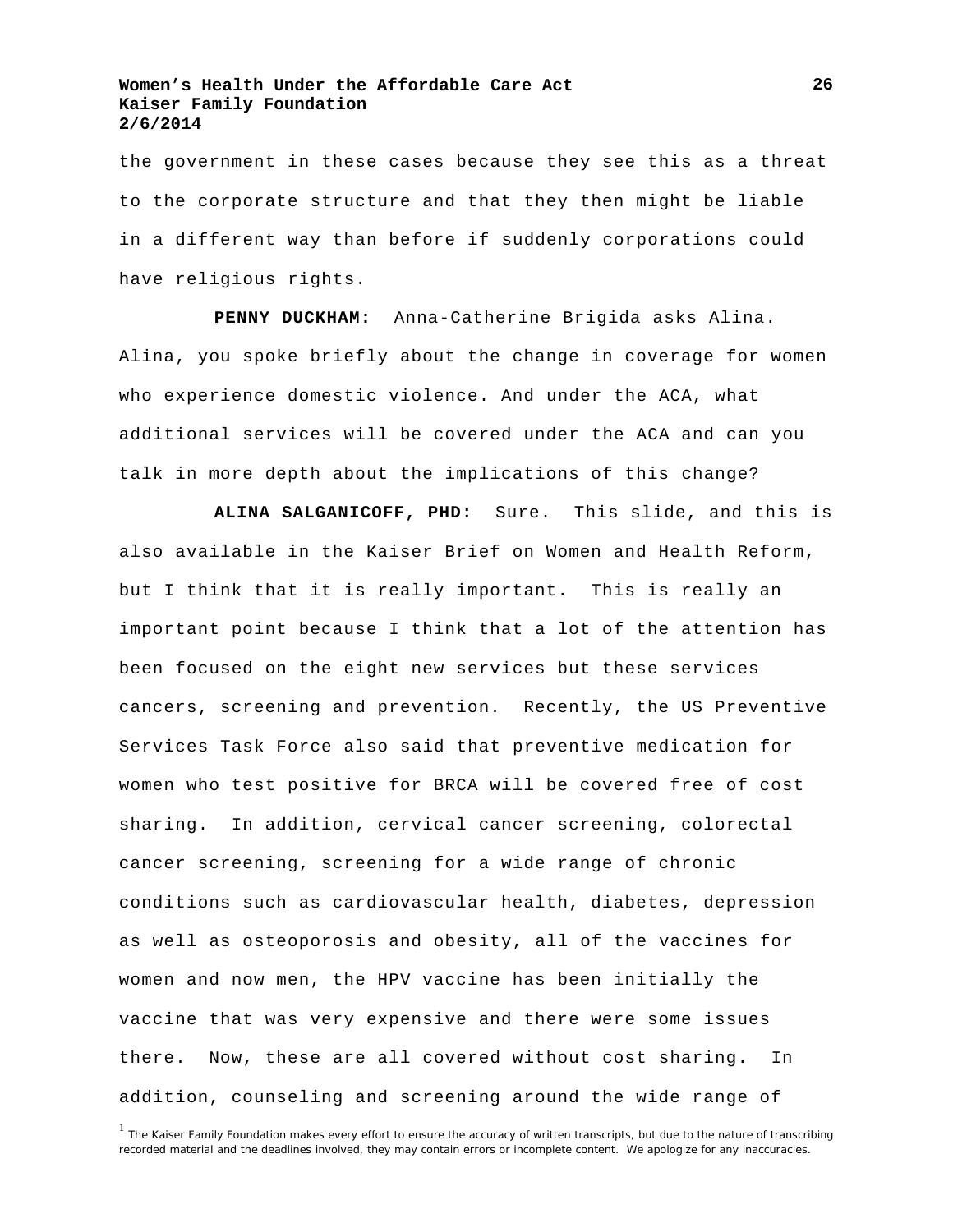the government in these cases because they see this as a threat to the corporate structure and that they then might be liable in a different way than before if suddenly corporations could have religious rights.

**PENNY DUCKHAM:** Anna-Catherine Brigida asks Alina. Alina, you spoke briefly about the change in coverage for women who experience domestic violence. And under the ACA, what additional services will be covered under the ACA and can you talk in more depth about the implications of this change?

**ALINA SALGANICOFF, PHD:** Sure. This slide, and this is also available in the Kaiser Brief on Women and Health Reform, but I think that it is really important. This is really an important point because I think that a lot of the attention has been focused on the eight new services but these services cancers, screening and prevention. Recently, the US Preventive Services Task Force also said that preventive medication for women who test positive for BRCA will be covered free of cost sharing. In addition, cervical cancer screening, colorectal cancer screening, screening for a wide range of chronic conditions such as cardiovascular health, diabetes, depression as well as osteoporosis and obesity, all of the vaccines for women and now men, the HPV vaccine has been initially the vaccine that was very expensive and there were some issues there. Now, these are all covered without cost sharing. In addition, counseling and screening around the wide range of

[1] The Kaiser Family Foundation makes every effort to ensure the accuracy of written transcripts, but due to the nature of transcribing recorded material and the deadlines involved, they may contain errors or incomplete content. We apologize for any inaccuracies.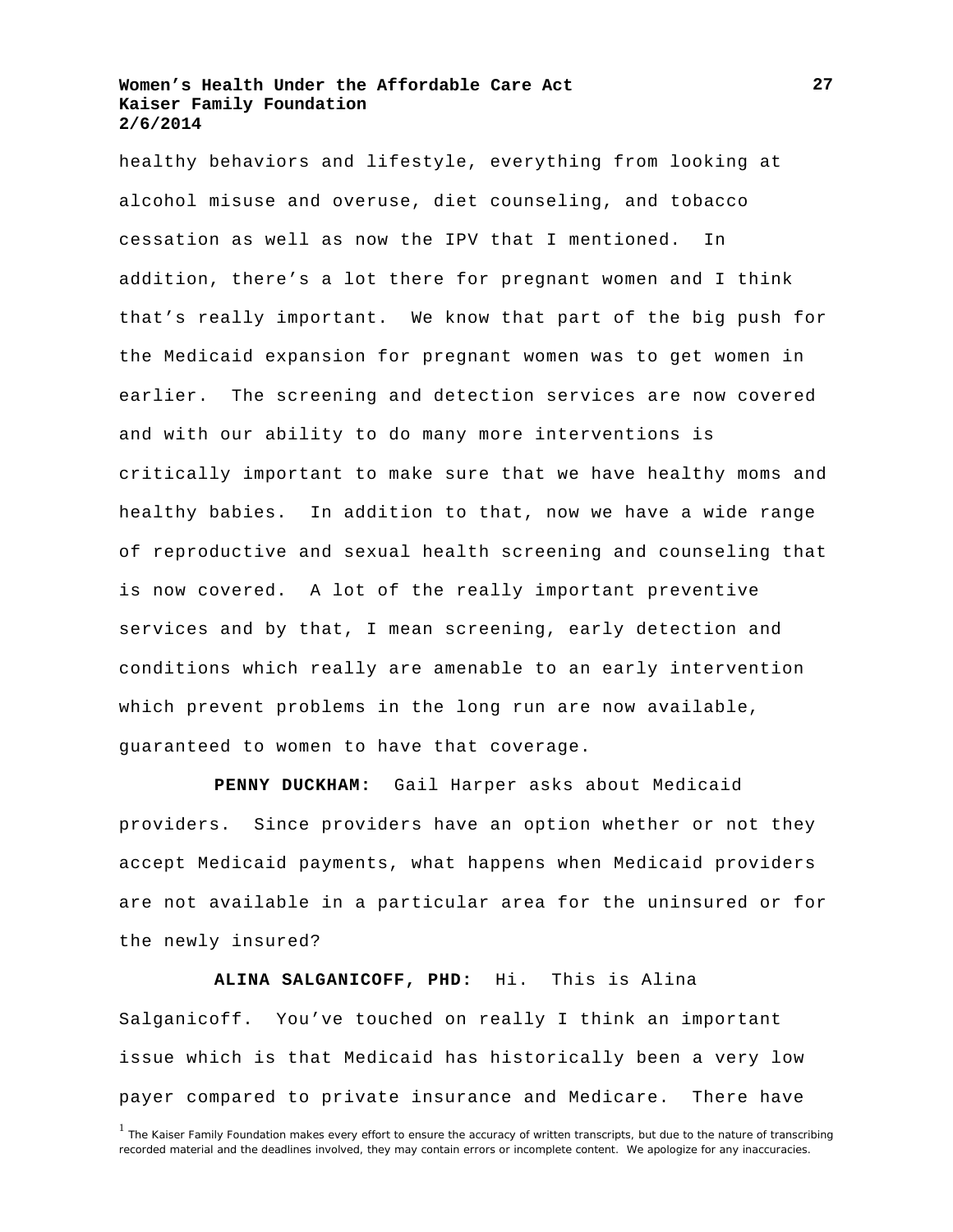healthy behaviors and lifestyle, everything from looking at alcohol misuse and overuse, diet counseling, and tobacco cessation as well as now the IPV that I mentioned. In addition, there's a lot there for pregnant women and I think that's really important. We know that part of the big push for the Medicaid expansion for pregnant women was to get women in earlier. The screening and detection services are now covered and with our ability to do many more interventions is critically important to make sure that we have healthy moms and healthy babies. In addition to that, now we have a wide range of reproductive and sexual health screening and counseling that is now covered. A lot of the really important preventive services and by that, I mean screening, early detection and conditions which really are amenable to an early intervention which prevent problems in the long run are now available, guaranteed to women to have that coverage.

**PENNY DUCKHAM:** Gail Harper asks about Medicaid providers. Since providers have an option whether or not they accept Medicaid payments, what happens when Medicaid providers are not available in a particular area for the uninsured or for the newly insured?

**ALINA SALGANICOFF, PHD:** Hi. This is Alina Salganicoff. You've touched on really I think an important issue which is that Medicaid has historically been a very low payer compared to private insurance and Medicare. There have

[1] The Kaiser Family Foundation makes every effort to ensure the accuracy of written transcripts, but due to the nature of transcribing recorded material and the deadlines involved, they may contain errors or incomplete content. We apologize for any inaccuracies.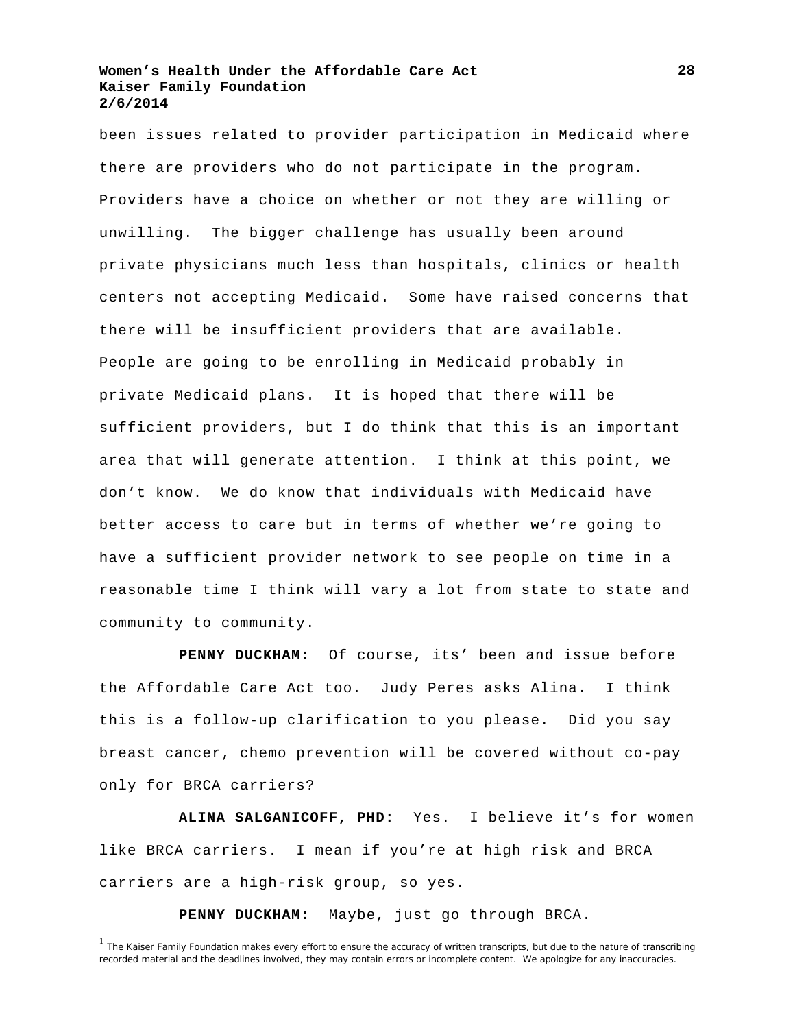been issues related to provider participation in Medicaid where there are providers who do not participate in the program. Providers have a choice on whether or not they are willing or unwilling. The bigger challenge has usually been around private physicians much less than hospitals, clinics or health centers not accepting Medicaid. Some have raised concerns that there will be insufficient providers that are available. People are going to be enrolling in Medicaid probably in private Medicaid plans. It is hoped that there will be sufficient providers, but I do think that this is an important area that will generate attention. I think at this point, we don't know. We do know that individuals with Medicaid have better access to care but in terms of whether we're going to have a sufficient provider network to see people on time in a reasonable time I think will vary a lot from state to state and community to community.

**PENNY DUCKHAM:** Of course, its' been and issue before the Affordable Care Act too. Judy Peres asks Alina. I think this is a follow-up clarification to you please. Did you say breast cancer, chemo prevention will be covered without co-pay only for BRCA carriers?

**ALINA SALGANICOFF, PHD:** Yes. I believe it's for women like BRCA carriers. I mean if you're at high risk and BRCA carriers are a high-risk group, so yes.

**PENNY DUCKHAM:** Maybe, just go through BRCA.

[1] The Kaiser Family Foundation makes every effort to ensure the accuracy of written transcripts, but due to the nature of transcribing recorded material and the deadlines involved, they may contain errors or incomplete content. We apologize for any inaccuracies.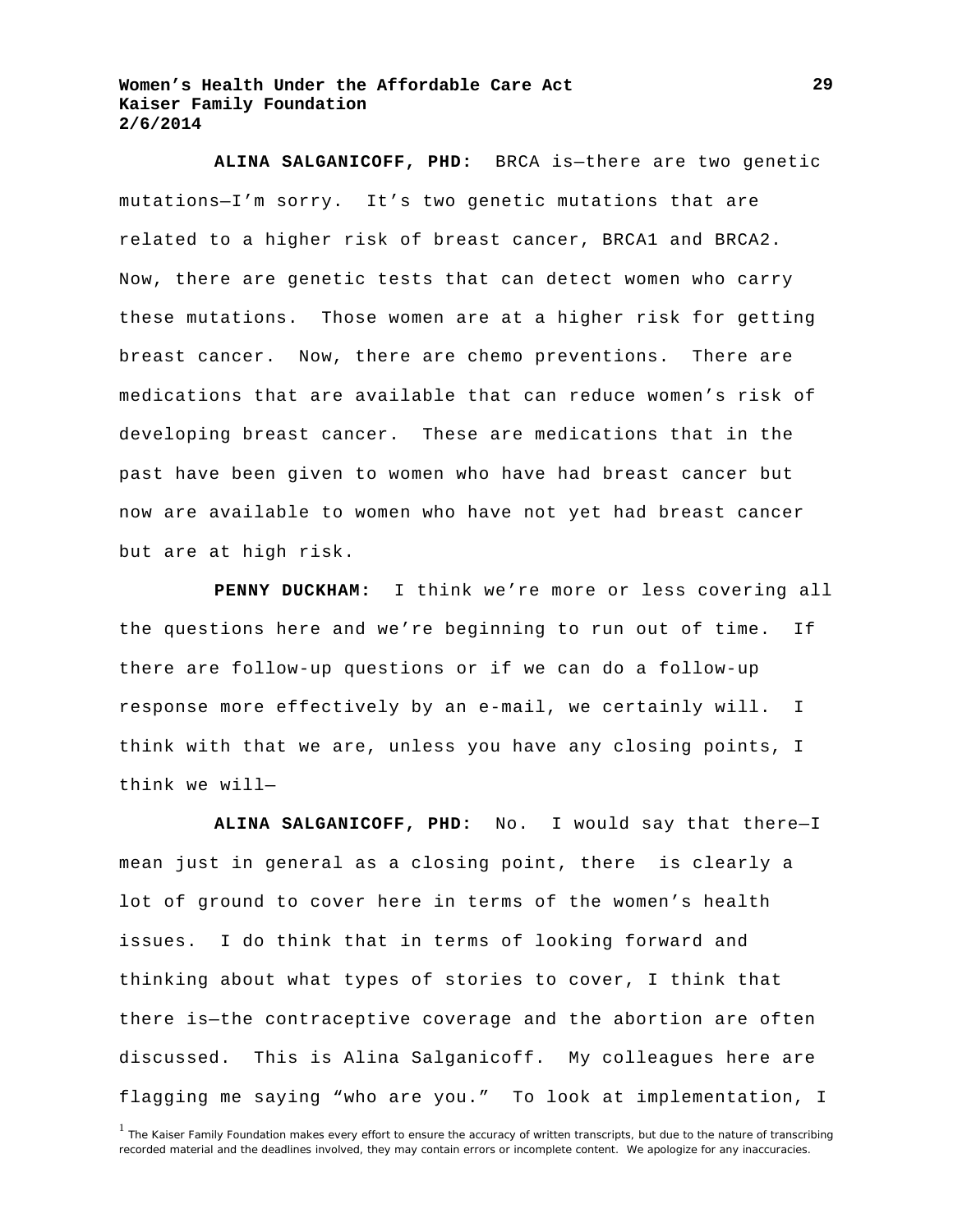**ALINA SALGANICOFF, PHD:** BRCA is—there are two genetic mutations—I'm sorry. It's two genetic mutations that are related to a higher risk of breast cancer, BRCA1 and BRCA2. Now, there are genetic tests that can detect women who carry these mutations. Those women are at a higher risk for getting breast cancer. Now, there are chemo preventions. There are medications that are available that can reduce women's risk of developing breast cancer. These are medications that in the past have been given to women who have had breast cancer but now are available to women who have not yet had breast cancer but are at high risk.

**PENNY DUCKHAM:** I think we're more or less covering all the questions here and we're beginning to run out of time. If there are follow-up questions or if we can do a follow-up response more effectively by an e-mail, we certainly will. I think with that we are, unless you have any closing points, I think we will—

**ALINA SALGANICOFF, PHD:** No. I would say that there—I mean just in general as a closing point, there is clearly a lot of ground to cover here in terms of the women's health issues. I do think that in terms of looking forward and thinking about what types of stories to cover, I think that there is—the contraceptive coverage and the abortion are often discussed. This is Alina Salganicoff. My colleagues here are flagging me saying "who are you." To look at implementation, I

[1] The Kaiser Family Foundation makes every effort to ensure the accuracy of written transcripts, but due to the nature of transcribing recorded material and the deadlines involved, they may contain errors or incomplete content. We apologize for any inaccuracies.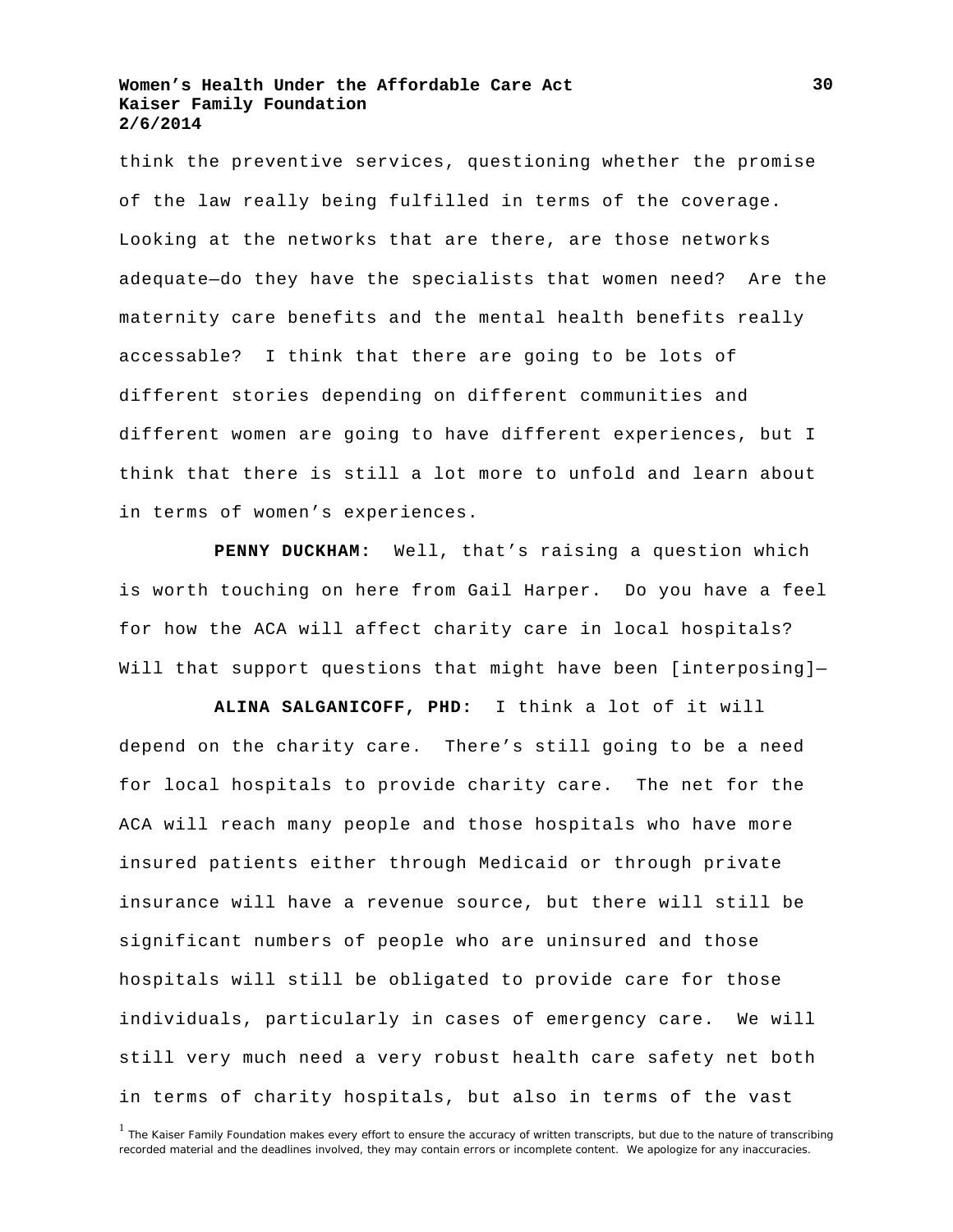think the preventive services, questioning whether the promise of the law really being fulfilled in terms of the coverage. Looking at the networks that are there, are those networks adequate—do they have the specialists that women need? Are the maternity care benefits and the mental health benefits really accessable? I think that there are going to be lots of different stories depending on different communities and different women are going to have different experiences, but I think that there is still a lot more to unfold and learn about in terms of women's experiences.

**PENNY DUCKHAM:** Well, that's raising a question which is worth touching on here from Gail Harper. Do you have a feel for how the ACA will affect charity care in local hospitals? Will that support questions that might have been [interposing]—

**ALINA SALGANICOFF, PHD:** I think a lot of it will depend on the charity care. There's still going to be a need for local hospitals to provide charity care. The net for the ACA will reach many people and those hospitals who have more insured patients either through Medicaid or through private insurance will have a revenue source, but there will still be significant numbers of people who are uninsured and those hospitals will still be obligated to provide care for those individuals, particularly in cases of emergency care. We will still very much need a very robust health care safety net both in terms of charity hospitals, but also in terms of the vast

[1] The Kaiser Family Foundation makes every effort to ensure the accuracy of written transcripts, but due to the nature of transcribing recorded material and the deadlines involved, they may contain errors or incomplete content. We apologize for any inaccuracies.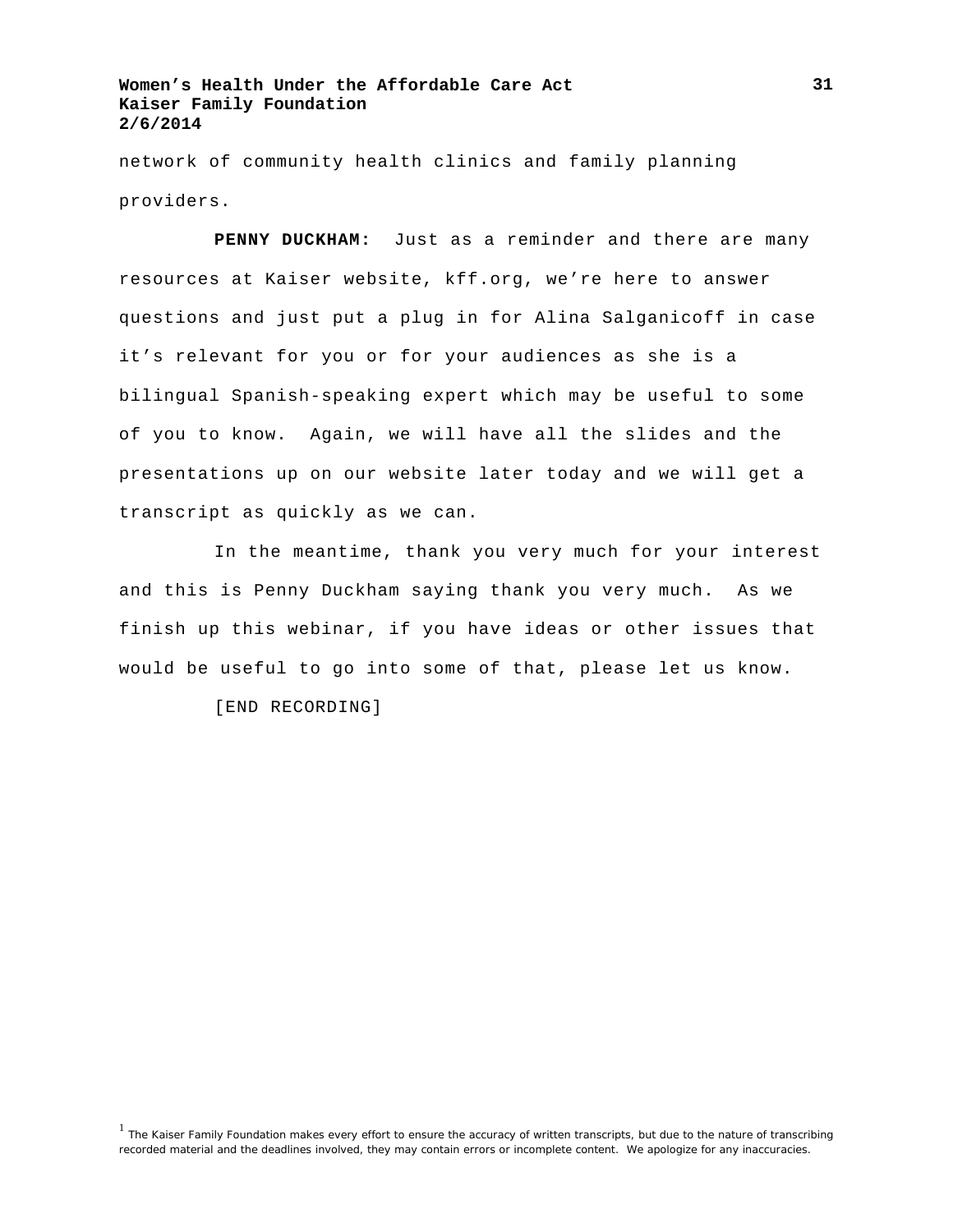network of community health clinics and family planning providers.

**PENNY DUCKHAM:** Just as a reminder and there are many resources at Kaiser website, kff.org, we're here to answer questions and just put a plug in for Alina Salganicoff in case it's relevant for you or for your audiences as she is a bilingual Spanish-speaking expert which may be useful to some of you to know. Again, we will have all the slides and the presentations up on our website later today and we will get a transcript as quickly as we can.

In the meantime, thank you very much for your interest and this is Penny Duckham saying thank you very much. As we finish up this webinar, if you have ideas or other issues that would be useful to go into some of that, please let us know.

[END RECORDING]

[1] The Kaiser Family Foundation makes every effort to ensure the accuracy of written transcripts, but due to the nature of transcribing recorded material and the deadlines involved, they may contain errors or incomplete content. We apologize for any inaccuracies.